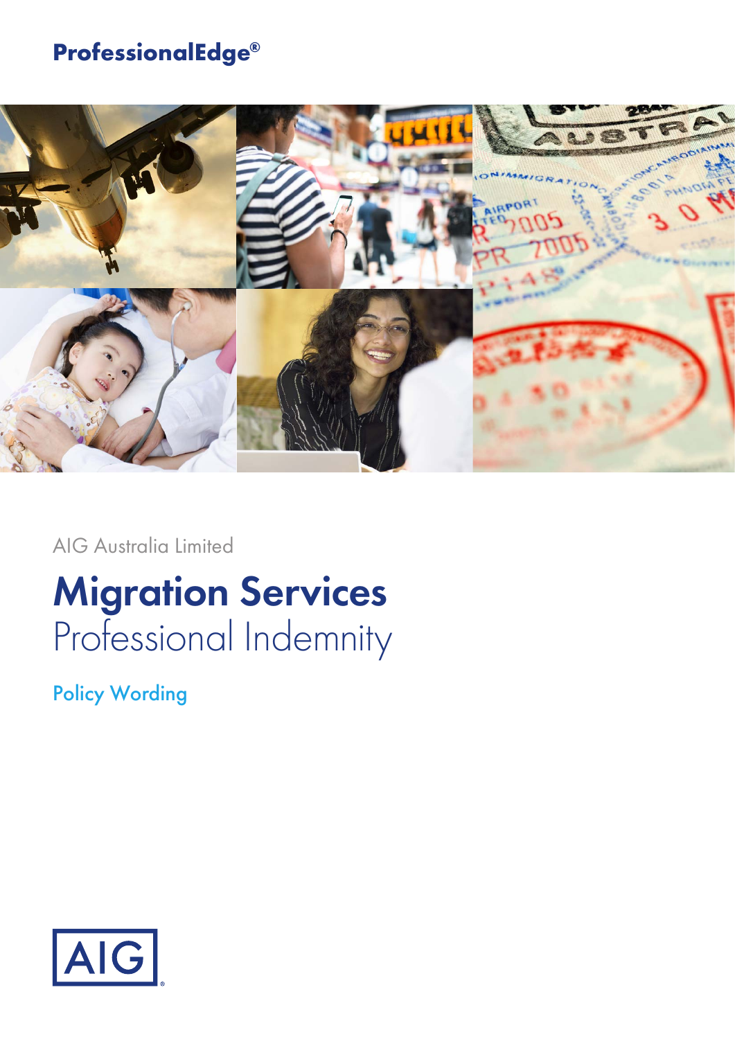ProfessionalEdge®

AIG Australia Limited

# Migration Services
## Professional Indemnity

Policy Wording

AIG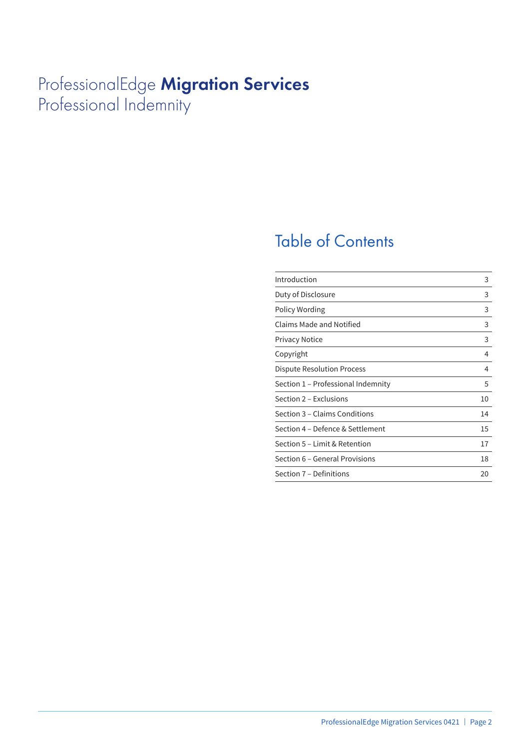# ProfessionalEdge **Migration Services** Professional Indemnity

## Table of Contents

| | |
|---|---|
| Introduction | 3 |
| Duty of Disclosure | 3 |
| Policy Wording | 3 |
| Claims Made and Notified | 3 |
| Privacy Notice | 3 |
| Copyright | 4 |
| Dispute Resolution Process | 4 |
| Section 1 – Professional Indemnity | 5 |
| Section 2 – Exclusions | 10 |
| Section 3 – Claims Conditions | 14 |
| Section 4 – Defence & Settlement | 15 |
| Section 5 – Limit & Retention | 17 |
| Section 6 – General Provisions | 18 |
| Section 7 – Definitions | 20 |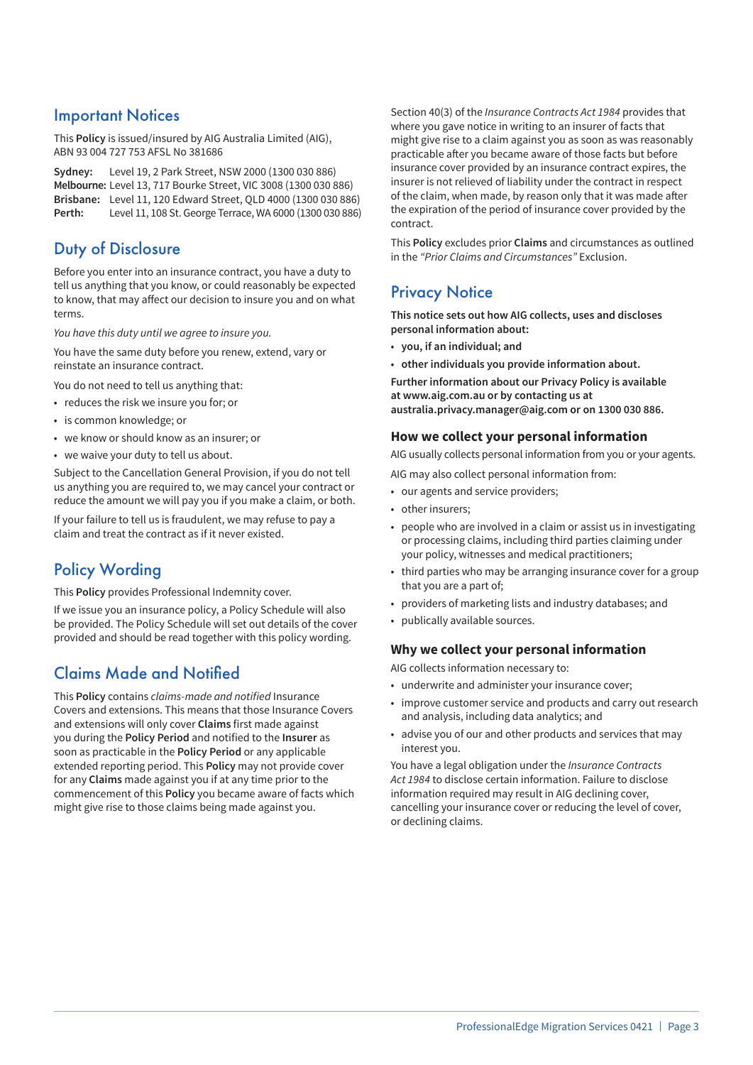## Important Notices

This **Policy** is issued/insured by AIG Australia Limited (AIG), ABN 93 004 727 753 AFSL No 381686

**Sydney:** Level 19, 2 Park Street, NSW 2000 (1300 030 886)
**Melbourne:** Level 13, 717 Bourke Street, VIC 3008 (1300 030 886)
**Brisbane:** Level 11, 120 Edward Street, QLD 4000 (1300 030 886)
**Perth:** Level 11, 108 St. George Terrace, WA 6000 (1300 030 886)

## Duty of Disclosure

Before you enter into an insurance contract, you have a duty to tell us anything that you know, or could reasonably be expected to know, that may affect our decision to insure you and on what terms.

*You have this duty until we agree to insure you.*

You have the same duty before you renew, extend, vary or reinstate an insurance contract.

You do not need to tell us anything that:

- reduces the risk we insure you for; or
- is common knowledge; or
- we know or should know as an insurer; or
- we waive your duty to tell us about.

Subject to the Cancellation General Provision, if you do not tell us anything you are required to, we may cancel your contract or reduce the amount we will pay you if you make a claim, or both.

If your failure to tell us is fraudulent, we may refuse to pay a claim and treat the contract as if it never existed.

## Policy Wording

This **Policy** provides Professional Indemnity cover.

If we issue you an insurance policy, a Policy Schedule will also be provided. The Policy Schedule will set out details of the cover provided and should be read together with this policy wording.

## Claims Made and Notified

This **Policy** contains *claims-made and notified* Insurance Covers and extensions. This means that those Insurance Covers and extensions will only cover **Claims** first made against you during the **Policy Period** and notified to the **Insurer** as soon as practicable in the **Policy Period** or any applicable extended reporting period. This **Policy** may not provide cover for any **Claims** made against you if at any time prior to the commencement of this **Policy** you became aware of facts which might give rise to those claims being made against you.

Section 40(3) of the *Insurance Contracts Act 1984* provides that where you gave notice in writing to an insurer of facts that might give rise to a claim against you as soon as was reasonably practicable after you became aware of those facts but before insurance cover provided by an insurance contract expires, the insurer is not relieved of liability under the contract in respect of the claim, when made, by reason only that it was made after the expiration of the period of insurance cover provided by the contract.

This **Policy** excludes prior **Claims** and circumstances as outlined in the *"Prior Claims and Circumstances"* Exclusion.

## Privacy Notice

**This notice sets out how AIG collects, uses and discloses personal information about:**

- **you, if an individual; and**
- **other individuals you provide information about.**

**Further information about our Privacy Policy is available at www.aig.com.au or by contacting us at australia.privacy.manager@aig.com or on 1300 030 886.**

### How we collect your personal information

AIG usually collects personal information from you or your agents.

AIG may also collect personal information from:

- our agents and service providers;
- other insurers;
- people who are involved in a claim or assist us in investigating or processing claims, including third parties claiming under your policy, witnesses and medical practitioners;
- third parties who may be arranging insurance cover for a group that you are a part of;
- providers of marketing lists and industry databases; and
- publically available sources.

### Why we collect your personal information

AIG collects information necessary to:

- underwrite and administer your insurance cover;
- improve customer service and products and carry out research and analysis, including data analytics; and
- advise you of our and other products and services that may interest you.

You have a legal obligation under the *Insurance Contracts Act 1984* to disclose certain information. Failure to disclose information required may result in AIG declining cover, cancelling your insurance cover or reducing the level of cover, or declining claims.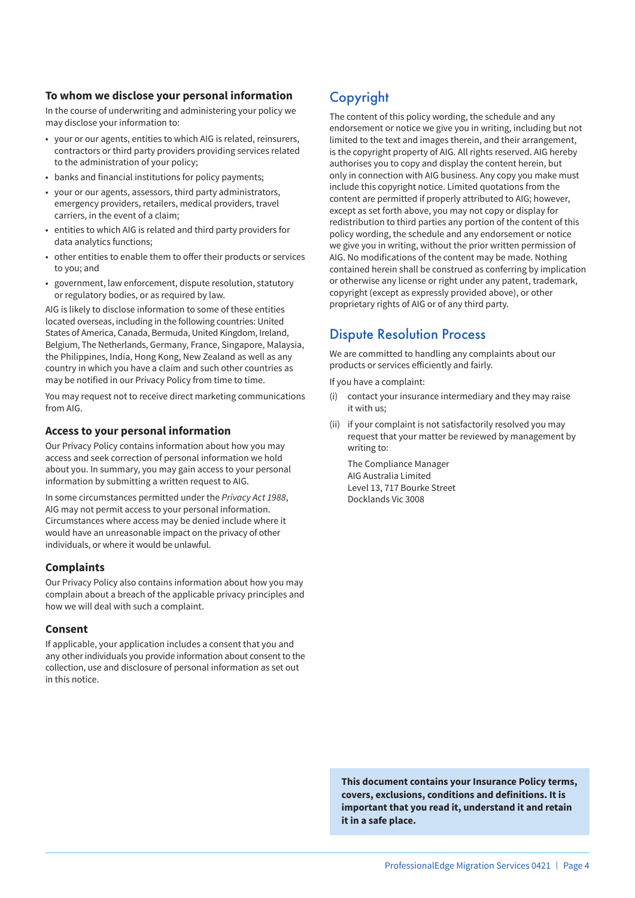### To whom we disclose your personal information

In the course of underwriting and administering your policy we may disclose your information to:

- your or our agents, entities to which AIG is related, reinsurers, contractors or third party providers providing services related to the administration of your policy;
- banks and financial institutions for policy payments;
- your or our agents, assessors, third party administrators, emergency providers, retailers, medical providers, travel carriers, in the event of a claim;
- entities to which AIG is related and third party providers for data analytics functions;
- other entities to enable them to offer their products or services to you; and
- government, law enforcement, dispute resolution, statutory or regulatory bodies, or as required by law.

AIG is likely to disclose information to some of these entities located overseas, including in the following countries: United States of America, Canada, Bermuda, United Kingdom, Ireland, Belgium, The Netherlands, Germany, France, Singapore, Malaysia, the Philippines, India, Hong Kong, New Zealand as well as any country in which you have a claim and such other countries as may be notified in our Privacy Policy from time to time.

You may request not to receive direct marketing communications from AIG.

### Access to your personal information

Our Privacy Policy contains information about how you may access and seek correction of personal information we hold about you. In summary, you may gain access to your personal information by submitting a written request to AIG.

In some circumstances permitted under the *Privacy Act 1988*, AIG may not permit access to your personal information. Circumstances where access may be denied include where it would have an unreasonable impact on the privacy of other individuals, or where it would be unlawful.

### Complaints

Our Privacy Policy also contains information about how you may complain about a breach of the applicable privacy principles and how we will deal with such a complaint.

### Consent

If applicable, your application includes a consent that you and any other individuals you provide information about consent to the collection, use and disclosure of personal information as set out in this notice.

## Copyright

The content of this policy wording, the schedule and any endorsement or notice we give you in writing, including but not limited to the text and images therein, and their arrangement, is the copyright property of AIG. All rights reserved. AIG hereby authorises you to copy and display the content herein, but only in connection with AIG business. Any copy you make must include this copyright notice. Limited quotations from the content are permitted if properly attributed to AIG; however, except as set forth above, you may not copy or display for redistribution to third parties any portion of the content of this policy wording, the schedule and any endorsement or notice we give you in writing, without the prior written permission of AIG. No modifications of the content may be made. Nothing contained herein shall be construed as conferring by implication or otherwise any license or right under any patent, trademark, copyright (except as expressly provided above), or other proprietary rights of AIG or of any third party.

## Dispute Resolution Process

We are committed to handling any complaints about our products or services efficiently and fairly.

If you have a complaint:

(i) contact your insurance intermediary and they may raise it with us;

(ii) if your complaint is not satisfactorily resolved you may request that your matter be reviewed by management by writing to:

The Compliance Manager
AIG Australia Limited
Level 13, 717 Bourke Street
Docklands Vic 3008

**This document contains your Insurance Policy terms, covers, exclusions, conditions and definitions. It is important that you read it, understand it and retain it in a safe place.**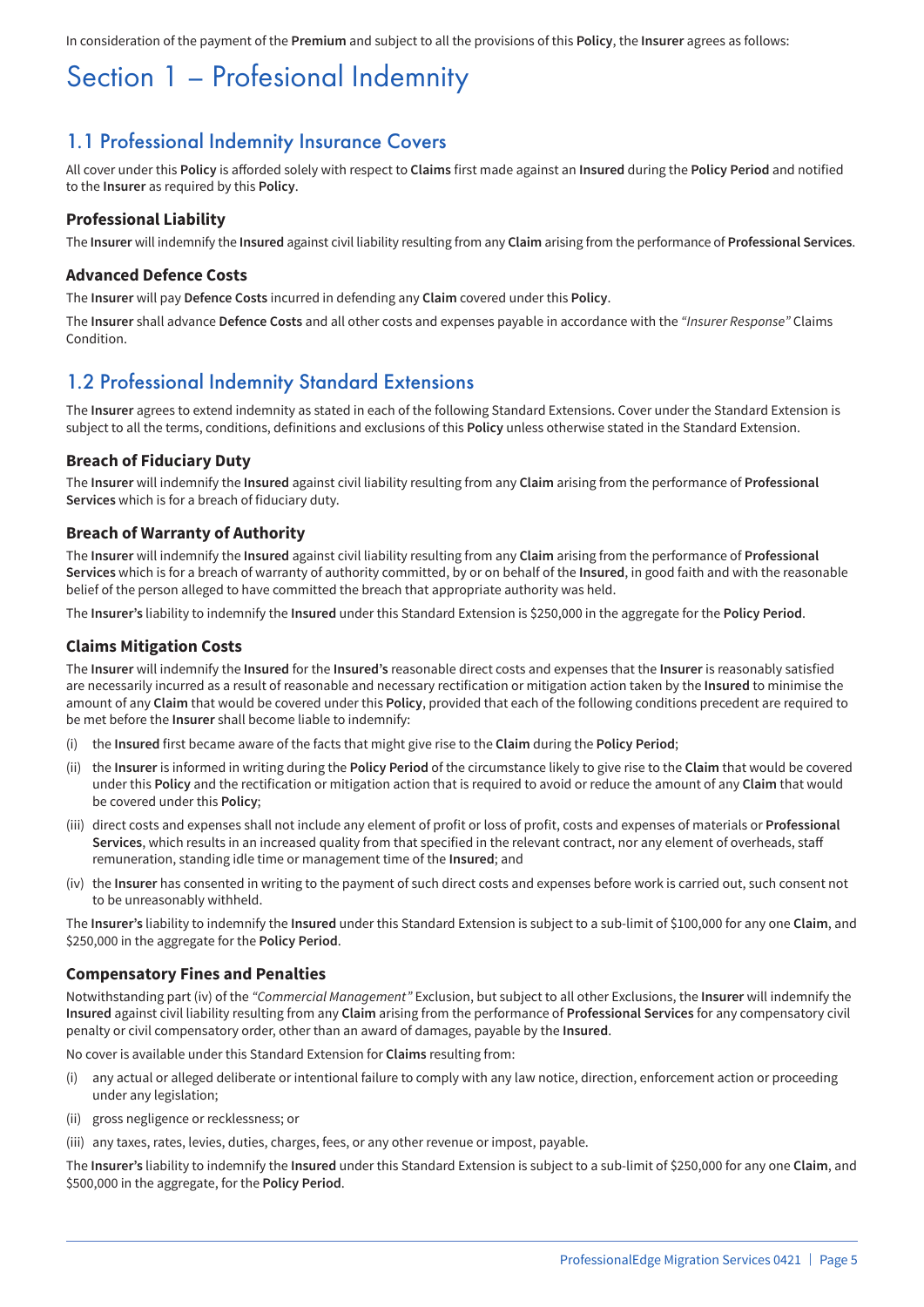In consideration of the payment of the **Premium** and subject to all the provisions of this **Policy**, the **Insurer** agrees as follows:

# Section 1 – Profesional Indemnity

## 1.1 Professional Indemnity Insurance Covers

All cover under this **Policy** is afforded solely with respect to **Claims** first made against an **Insured** during the **Policy Period** and notified to the **Insurer** as required by this **Policy**.

### Professional Liability

The **Insurer** will indemnify the **Insured** against civil liability resulting from any **Claim** arising from the performance of **Professional Services**.

### Advanced Defence Costs

The **Insurer** will pay **Defence Costs** incurred in defending any **Claim** covered under this **Policy**.

The **Insurer** shall advance **Defence Costs** and all other costs and expenses payable in accordance with the *"Insurer Response"* Claims Condition.

## 1.2 Professional Indemnity Standard Extensions

The **Insurer** agrees to extend indemnity as stated in each of the following Standard Extensions. Cover under the Standard Extension is subject to all the terms, conditions, definitions and exclusions of this **Policy** unless otherwise stated in the Standard Extension.

### Breach of Fiduciary Duty

The **Insurer** will indemnify the **Insured** against civil liability resulting from any **Claim** arising from the performance of **Professional Services** which is for a breach of fiduciary duty.

### Breach of Warranty of Authority

The **Insurer** will indemnify the **Insured** against civil liability resulting from any **Claim** arising from the performance of **Professional Services** which is for a breach of warranty of authority committed, by or on behalf of the **Insured**, in good faith and with the reasonable belief of the person alleged to have committed the breach that appropriate authority was held.

The **Insurer's** liability to indemnify the **Insured** under this Standard Extension is $250,000 in the aggregate for the **Policy Period**.

### Claims Mitigation Costs

The **Insurer** will indemnify the **Insured** for the **Insured's** reasonable direct costs and expenses that the **Insurer** is reasonably satisfied are necessarily incurred as a result of reasonable and necessary rectification or mitigation action taken by the **Insured** to minimise the amount of any **Claim** that would be covered under this **Policy**, provided that each of the following conditions precedent are required to be met before the **Insurer** shall become liable to indemnify:

(i) the **Insured** first became aware of the facts that might give rise to the **Claim** during the **Policy Period**;

(ii) the **Insurer** is informed in writing during the **Policy Period** of the circumstance likely to give rise to the **Claim** that would be covered under this **Policy** and the rectification or mitigation action that is required to avoid or reduce the amount of any **Claim** that would be covered under this **Policy**;

(iii) direct costs and expenses shall not include any element of profit or loss of profit, costs and expenses of materials or **Professional Services**, which results in an increased quality from that specified in the relevant contract, nor any element of overheads, staff remuneration, standing idle time or management time of the **Insured**; and

(iv) the **Insurer** has consented in writing to the payment of such direct costs and expenses before work is carried out, such consent not to be unreasonably withheld.

The **Insurer's** liability to indemnify the **Insured** under this Standard Extension is subject to a sub-limit of $100,000 for any one **Claim**, and $250,000 in the aggregate for the **Policy Period**.

### Compensatory Fines and Penalties

Notwithstanding part (iv) of the *"Commercial Management"* Exclusion, but subject to all other Exclusions, the **Insurer** will indemnify the **Insured** against civil liability resulting from any **Claim** arising from the performance of **Professional Services** for any compensatory civil penalty or civil compensatory order, other than an award of damages, payable by the **Insured**.

No cover is available under this Standard Extension for **Claims** resulting from:

(i) any actual or alleged deliberate or intentional failure to comply with any law notice, direction, enforcement action or proceeding under any legislation;

(ii) gross negligence or recklessness; or

(iii) any taxes, rates, levies, duties, charges, fees, or any other revenue or impost, payable.

The **Insurer's** liability to indemnify the **Insured** under this Standard Extension is subject to a sub-limit of $250,000 for any one **Claim**, and $500,000 in the aggregate, for the **Policy Period**.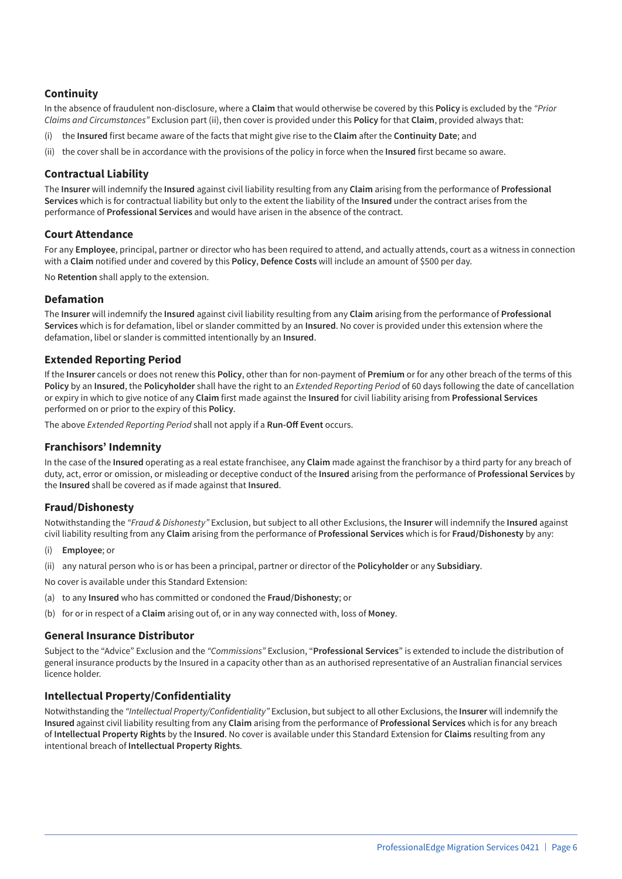### Continuity

In the absence of fraudulent non-disclosure, where a **Claim** that would otherwise be covered by this **Policy** is excluded by the *"Prior Claims and Circumstances"* Exclusion part (ii), then cover is provided under this **Policy** for that **Claim**, provided always that:

(i) the **Insured** first became aware of the facts that might give rise to the **Claim** after the **Continuity Date**; and

(ii) the cover shall be in accordance with the provisions of the policy in force when the **Insured** first became so aware.

### Contractual Liability

The **Insurer** will indemnify the **Insured** against civil liability resulting from any **Claim** arising from the performance of **Professional Services** which is for contractual liability but only to the extent the liability of the **Insured** under the contract arises from the performance of **Professional Services** and would have arisen in the absence of the contract.

### Court Attendance

For any **Employee**, principal, partner or director who has been required to attend, and actually attends, court as a witness in connection with a **Claim** notified under and covered by this **Policy**, **Defence Costs** will include an amount of $500 per day.

No **Retention** shall apply to the extension.

### Defamation

The **Insurer** will indemnify the **Insured** against civil liability resulting from any **Claim** arising from the performance of **Professional Services** which is for defamation, libel or slander committed by an **Insured**. No cover is provided under this extension where the defamation, libel or slander is committed intentionally by an **Insured**.

### Extended Reporting Period

If the **Insurer** cancels or does not renew this **Policy**, other than for non-payment of **Premium** or for any other breach of the terms of this **Policy** by an **Insured**, the **Policyholder** shall have the right to an *Extended Reporting Period* of 60 days following the date of cancellation or expiry in which to give notice of any **Claim** first made against the **Insured** for civil liability arising from **Professional Services** performed on or prior to the expiry of this **Policy**.

The above *Extended Reporting Period* shall not apply if a **Run-Off Event** occurs.

### Franchisors' Indemnity

In the case of the **Insured** operating as a real estate franchisee, any **Claim** made against the franchisor by a third party for any breach of duty, act, error or omission, or misleading or deceptive conduct of the **Insured** arising from the performance of **Professional Services** by the **Insured** shall be covered as if made against that **Insured**.

### Fraud/Dishonesty

Notwithstanding the *"Fraud & Dishonesty"* Exclusion, but subject to all other Exclusions, the **Insurer** will indemnify the **Insured** against civil liability resulting from any **Claim** arising from the performance of **Professional Services** which is for **Fraud/Dishonesty** by any:

(i) **Employee**; or

(ii) any natural person who is or has been a principal, partner or director of the **Policyholder** or any **Subsidiary**.

No cover is available under this Standard Extension:

(a) to any **Insured** who has committed or condoned the **Fraud/Dishonesty**; or

(b) for or in respect of a **Claim** arising out of, or in any way connected with, loss of **Money**.

### General Insurance Distributor

Subject to the "Advice" Exclusion and the *"Commissions"* Exclusion, "**Professional Services**" is extended to include the distribution of general insurance products by the Insured in a capacity other than as an authorised representative of an Australian financial services licence holder.

### Intellectual Property/Confidentiality

Notwithstanding the *"Intellectual Property/Confidentiality"* Exclusion, but subject to all other Exclusions, the **Insurer** will indemnify the **Insured** against civil liability resulting from any **Claim** arising from the performance of **Professional Services** which is for any breach of **Intellectual Property Rights** by the **Insured**. No cover is available under this Standard Extension for **Claims** resulting from any intentional breach of **Intellectual Property Rights**.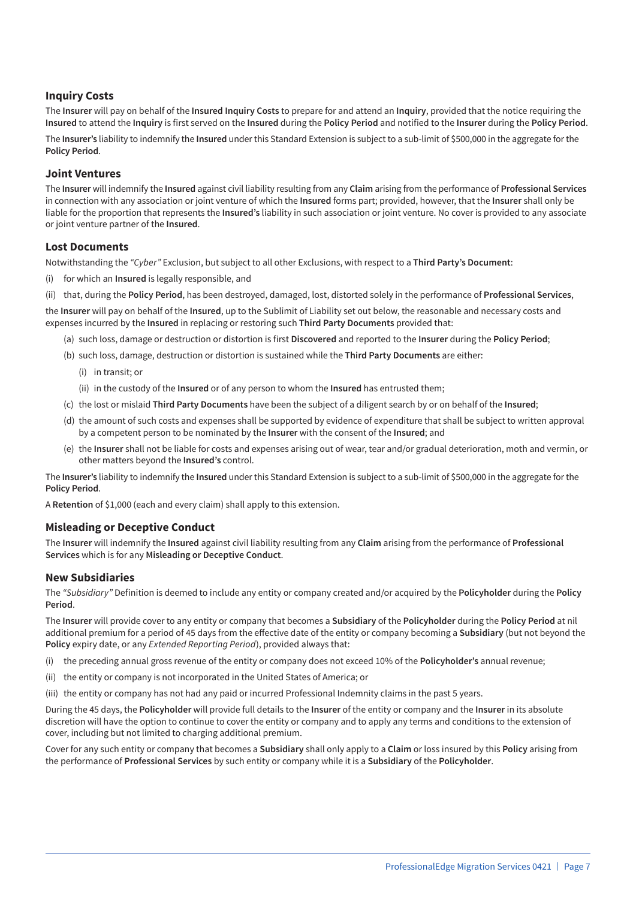## Inquiry Costs

The **Insurer** will pay on behalf of the **Insured Inquiry Costs** to prepare for and attend an **Inquiry**, provided that the notice requiring the **Insured** to attend the **Inquiry** is first served on the **Insured** during the **Policy Period** and notified to the **Insurer** during the **Policy Period**.

The **Insurer's** liability to indemnify the **Insured** under this Standard Extension is subject to a sub-limit of $500,000 in the aggregate for the **Policy Period**.

## Joint Ventures

The **Insurer** will indemnify the **Insured** against civil liability resulting from any **Claim** arising from the performance of **Professional Services** in connection with any association or joint venture of which the **Insured** forms part; provided, however, that the **Insurer** shall only be liable for the proportion that represents the **Insured's** liability in such association or joint venture. No cover is provided to any associate or joint venture partner of the **Insured**.

## Lost Documents

Notwithstanding the *"Cyber"* Exclusion, but subject to all other Exclusions, with respect to a **Third Party's Document**:

(i) for which an **Insured** is legally responsible, and

(ii) that, during the **Policy Period**, has been destroyed, damaged, lost, distorted solely in the performance of **Professional Services**,

the **Insurer** will pay on behalf of the **Insured**, up to the Sublimit of Liability set out below, the reasonable and necessary costs and expenses incurred by the **Insured** in replacing or restoring such **Third Party Documents** provided that:

- (a) such loss, damage or destruction or distortion is first **Discovered** and reported to the **Insurer** during the **Policy Period**;
- (b) such loss, damage, destruction or distortion is sustained while the **Third Party Documents** are either:
  - (i) in transit; or
  - (ii) in the custody of the **Insured** or of any person to whom the **Insured** has entrusted them;
- (c) the lost or mislaid **Third Party Documents** have been the subject of a diligent search by or on behalf of the **Insured**;
- (d) the amount of such costs and expenses shall be supported by evidence of expenditure that shall be subject to written approval by a competent person to be nominated by the **Insurer** with the consent of the **Insured**; and
- (e) the **Insurer** shall not be liable for costs and expenses arising out of wear, tear and/or gradual deterioration, moth and vermin, or other matters beyond the **Insured's** control.

The **Insurer's** liability to indemnify the **Insured** under this Standard Extension is subject to a sub-limit of $500,000 in the aggregate for the **Policy Period**.

A **Retention** of $1,000 (each and every claim) shall apply to this extension.

## Misleading or Deceptive Conduct

The **Insurer** will indemnify the **Insured** against civil liability resulting from any **Claim** arising from the performance of **Professional Services** which is for any **Misleading or Deceptive Conduct**.

## New Subsidiaries

The *"Subsidiary"* Definition is deemed to include any entity or company created and/or acquired by the **Policyholder** during the **Policy Period**.

The **Insurer** will provide cover to any entity or company that becomes a **Subsidiary** of the **Policyholder** during the **Policy Period** at nil additional premium for a period of 45 days from the effective date of the entity or company becoming a **Subsidiary** (but not beyond the **Policy** expiry date, or any *Extended Reporting Period*), provided always that:

(i) the preceding annual gross revenue of the entity or company does not exceed 10% of the **Policyholder's** annual revenue;

(ii) the entity or company is not incorporated in the United States of America; or

(iii) the entity or company has not had any paid or incurred Professional Indemnity claims in the past 5 years.

During the 45 days, the **Policyholder** will provide full details to the **Insurer** of the entity or company and the **Insurer** in its absolute discretion will have the option to continue to cover the entity or company and to apply any terms and conditions to the extension of cover, including but not limited to charging additional premium.

Cover for any such entity or company that becomes a **Subsidiary** shall only apply to a **Claim** or loss insured by this **Policy** arising from the performance of **Professional Services** by such entity or company while it is a **Subsidiary** of the **Policyholder**.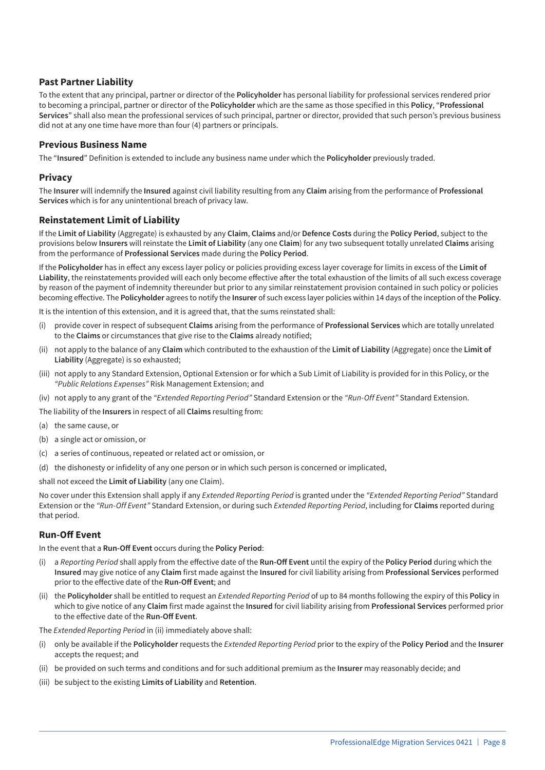### Past Partner Liability

To the extent that any principal, partner or director of the **Policyholder** has personal liability for professional services rendered prior to becoming a principal, partner or director of the **Policyholder** which are the same as those specified in this **Policy**, "**Professional Services**" shall also mean the professional services of such principal, partner or director, provided that such person's previous business did not at any one time have more than four (4) partners or principals.

### Previous Business Name

The "**Insured**" Definition is extended to include any business name under which the **Policyholder** previously traded.

### Privacy

The **Insurer** will indemnify the **Insured** against civil liability resulting from any **Claim** arising from the performance of **Professional Services** which is for any unintentional breach of privacy law.

### Reinstatement Limit of Liability

If the **Limit of Liability** (Aggregate) is exhausted by any **Claim**, **Claims** and/or **Defence Costs** during the **Policy Period**, subject to the provisions below **Insurers** will reinstate the **Limit of Liability** (any one **Claim**) for any two subsequent totally unrelated **Claims** arising from the performance of **Professional Services** made during the **Policy Period**.

If the **Policyholder** has in effect any excess layer policy or policies providing excess layer coverage for limits in excess of the **Limit of Liability**, the reinstatements provided will each only become effective after the total exhaustion of the limits of all such excess coverage by reason of the payment of indemnity thereunder but prior to any similar reinstatement provision contained in such policy or policies becoming effective. The **Policyholder** agrees to notify the **Insurer** of such excess layer policies within 14 days of the inception of the **Policy**.

It is the intention of this extension, and it is agreed that, that the sums reinstated shall:

(i) provide cover in respect of subsequent **Claims** arising from the performance of **Professional Services** which are totally unrelated to the **Claims** or circumstances that give rise to the **Claims** already notified;

(ii) not apply to the balance of any **Claim** which contributed to the exhaustion of the **Limit of Liability** (Aggregate) once the **Limit of Liability** (Aggregate) is so exhausted;

(iii) not apply to any Standard Extension, Optional Extension or for which a Sub Limit of Liability is provided for in this Policy, or the *"Public Relations Expenses"* Risk Management Extension; and

(iv) not apply to any grant of the *"Extended Reporting Period"* Standard Extension or the *"Run-Off Event"* Standard Extension.

The liability of the **Insurers** in respect of all **Claims** resulting from:

(a) the same cause, or

(b) a single act or omission, or

(c) a series of continuous, repeated or related act or omission, or

(d) the dishonesty or infidelity of any one person or in which such person is concerned or implicated,

shall not exceed the **Limit of Liability** (any one Claim).

No cover under this Extension shall apply if any *Extended Reporting Period* is granted under the *"Extended Reporting Period"* Standard Extension or the *"Run-Off Event"* Standard Extension, or during such *Extended Reporting Period*, including for **Claims** reported during that period.

### Run-Off Event

In the event that a **Run-Off Event** occurs during the **Policy Period**:

(i) a *Reporting Period* shall apply from the effective date of the **Run-Off Event** until the expiry of the **Policy Period** during which the **Insured** may give notice of any **Claim** first made against the **Insured** for civil liability arising from **Professional Services** performed prior to the effective date of the **Run-Off Event**; and

(ii) the **Policyholder** shall be entitled to request an *Extended Reporting Period* of up to 84 months following the expiry of this **Policy** in which to give notice of any **Claim** first made against the **Insured** for civil liability arising from **Professional Services** performed prior to the effective date of the **Run-Off Event**.

The *Extended Reporting Period* in (ii) immediately above shall:

(i) only be available if the **Policyholder** requests the *Extended Reporting Period* prior to the expiry of the **Policy Period** and the **Insurer** accepts the request; and

(ii) be provided on such terms and conditions and for such additional premium as the **Insurer** may reasonably decide; and

(iii) be subject to the existing **Limits of Liability** and **Retention**.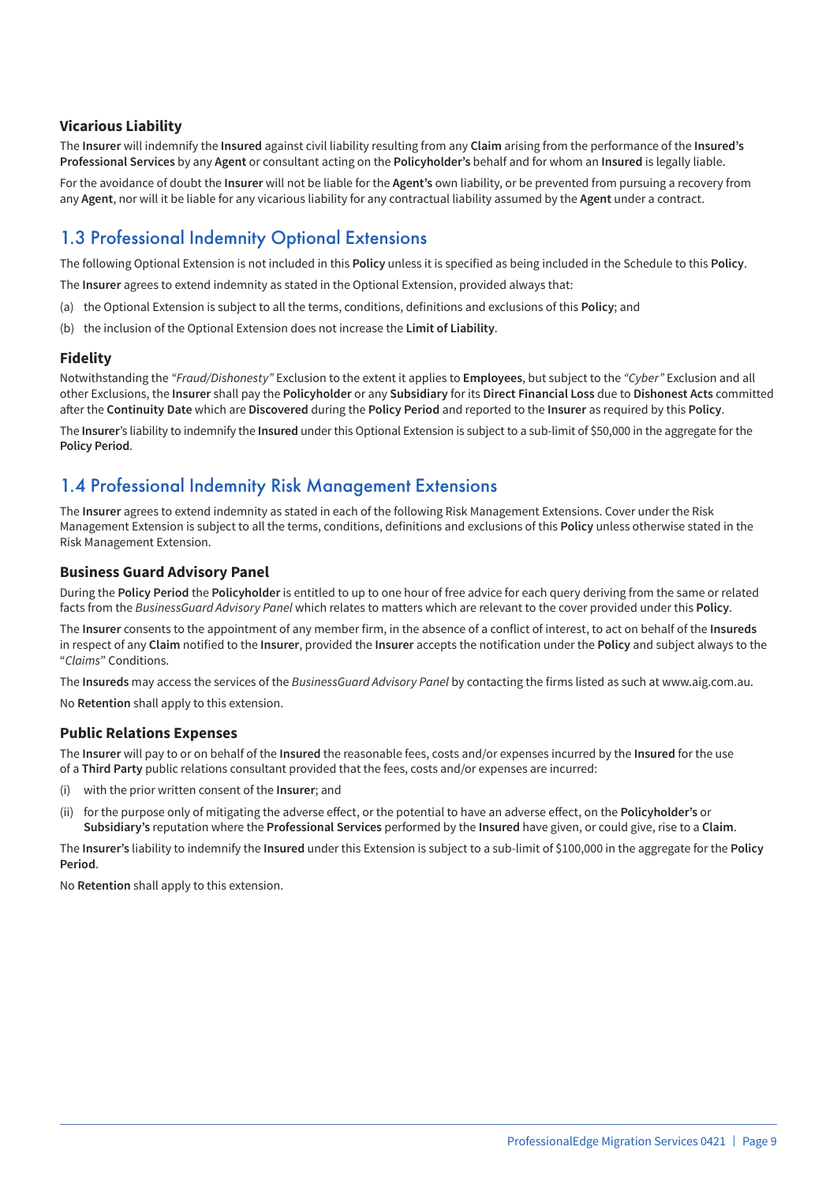### Vicarious Liability

The **Insurer** will indemnify the **Insured** against civil liability resulting from any **Claim** arising from the performance of the **Insured's Professional Services** by any **Agent** or consultant acting on the **Policyholder's** behalf and for whom an **Insured** is legally liable.

For the avoidance of doubt the **Insurer** will not be liable for the **Agent's** own liability, or be prevented from pursuing a recovery from any **Agent**, nor will it be liable for any vicarious liability for any contractual liability assumed by the **Agent** under a contract.

## 1.3 Professional Indemnity Optional Extensions

The following Optional Extension is not included in this **Policy** unless it is specified as being included in the Schedule to this **Policy**.

The **Insurer** agrees to extend indemnity as stated in the Optional Extension, provided always that:

(a) the Optional Extension is subject to all the terms, conditions, definitions and exclusions of this **Policy**; and

(b) the inclusion of the Optional Extension does not increase the **Limit of Liability**.

### Fidelity

Notwithstanding the *"Fraud/Dishonesty"* Exclusion to the extent it applies to **Employees**, but subject to the *"Cyber"* Exclusion and all other Exclusions, the **Insurer** shall pay the **Policyholder** or any **Subsidiary** for its **Direct Financial Loss** due to **Dishonest Acts** committed after the **Continuity Date** which are **Discovered** during the **Policy Period** and reported to the **Insurer** as required by this **Policy**.

The **Insurer**'s liability to indemnify the **Insured** under this Optional Extension is subject to a sub-limit of $50,000 in the aggregate for the **Policy Period**.

## 1.4 Professional Indemnity Risk Management Extensions

The **Insurer** agrees to extend indemnity as stated in each of the following Risk Management Extensions. Cover under the Risk Management Extension is subject to all the terms, conditions, definitions and exclusions of this **Policy** unless otherwise stated in the Risk Management Extension.

### Business Guard Advisory Panel

During the **Policy Period** the **Policyholder** is entitled to up to one hour of free advice for each query deriving from the same or related facts from the *BusinessGuard Advisory Panel* which relates to matters which are relevant to the cover provided under this **Policy**.

The **Insurer** consents to the appointment of any member firm, in the absence of a conflict of interest, to act on behalf of the **Insureds** in respect of any **Claim** notified to the **Insurer**, provided the **Insurer** accepts the notification under the **Policy** and subject always to the "*Claims*" Conditions.

The **Insureds** may access the services of the *BusinessGuard Advisory Panel* by contacting the firms listed as such at www.aig.com.au.

No **Retention** shall apply to this extension.

### Public Relations Expenses

The **Insurer** will pay to or on behalf of the **Insured** the reasonable fees, costs and/or expenses incurred by the **Insured** for the use of a **Third Party** public relations consultant provided that the fees, costs and/or expenses are incurred:

(i) with the prior written consent of the **Insurer**; and

(ii) for the purpose only of mitigating the adverse effect, or the potential to have an adverse effect, on the **Policyholder's** or **Subsidiary's** reputation where the **Professional Services** performed by the **Insured** have given, or could give, rise to a **Claim**.

The **Insurer's** liability to indemnify the **Insured** under this Extension is subject to a sub-limit of $100,000 in the aggregate for the **Policy Period**.

No **Retention** shall apply to this extension.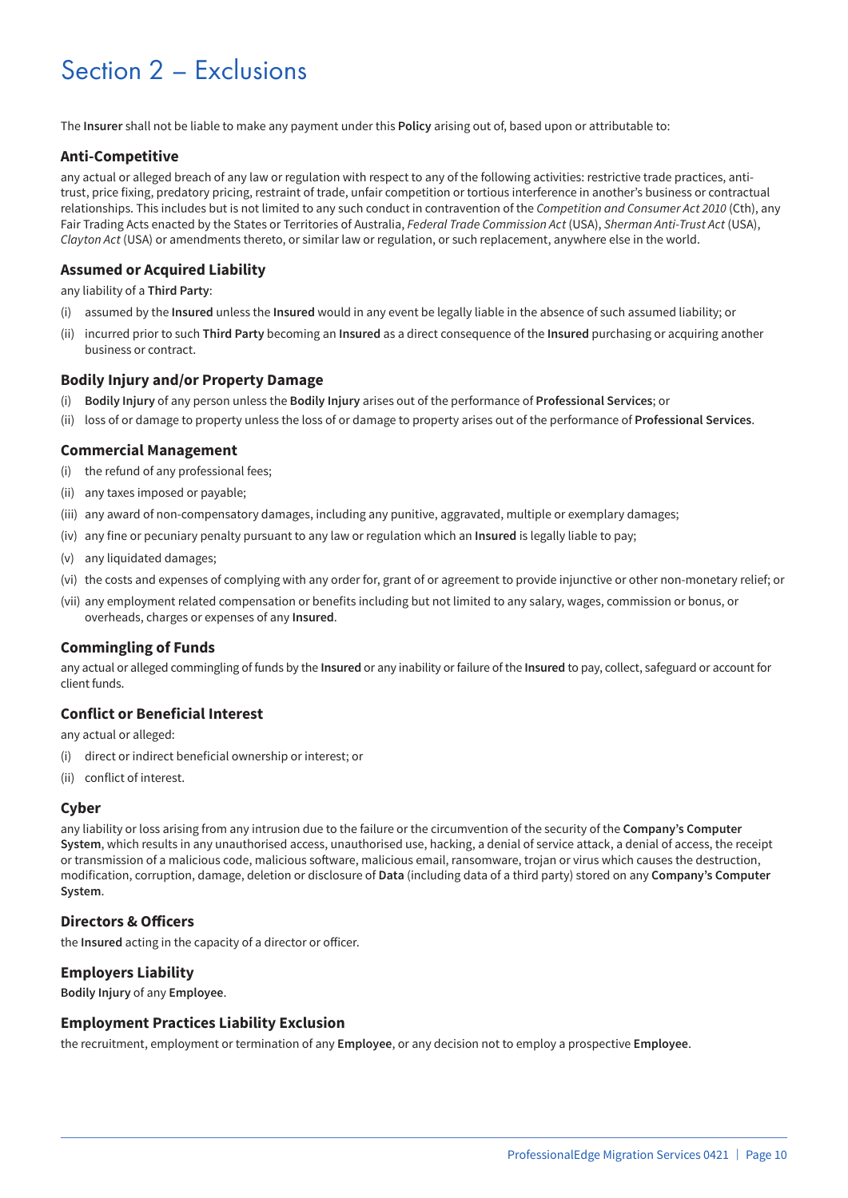# Section 2 – Exclusions

The **Insurer** shall not be liable to make any payment under this **Policy** arising out of, based upon or attributable to:

### Anti-Competitive

any actual or alleged breach of any law or regulation with respect to any of the following activities: restrictive trade practices, anti-trust, price fixing, predatory pricing, restraint of trade, unfair competition or tortious interference in another's business or contractual relationships. This includes but is not limited to any such conduct in contravention of the *Competition and Consumer Act 2010* (Cth), any Fair Trading Acts enacted by the States or Territories of Australia, *Federal Trade Commission Act* (USA), *Sherman Anti-Trust Act* (USA), *Clayton Act* (USA) or amendments thereto, or similar law or regulation, or such replacement, anywhere else in the world.

### Assumed or Acquired Liability

any liability of a **Third Party**:

(i) assumed by the **Insured** unless the **Insured** would in any event be legally liable in the absence of such assumed liability; or

(ii) incurred prior to such **Third Party** becoming an **Insured** as a direct consequence of the **Insured** purchasing or acquiring another business or contract.

### Bodily Injury and/or Property Damage

(i) **Bodily Injury** of any person unless the **Bodily Injury** arises out of the performance of **Professional Services**; or

(ii) loss of or damage to property unless the loss of or damage to property arises out of the performance of **Professional Services**.

### Commercial Management

(i) the refund of any professional fees;

(ii) any taxes imposed or payable;

(iii) any award of non-compensatory damages, including any punitive, aggravated, multiple or exemplary damages;

(iv) any fine or pecuniary penalty pursuant to any law or regulation which an **Insured** is legally liable to pay;

(v) any liquidated damages;

(vi) the costs and expenses of complying with any order for, grant of or agreement to provide injunctive or other non-monetary relief; or

(vii) any employment related compensation or benefits including but not limited to any salary, wages, commission or bonus, or overheads, charges or expenses of any **Insured**.

### Commingling of Funds

any actual or alleged commingling of funds by the **Insured** or any inability or failure of the **Insured** to pay, collect, safeguard or account for client funds.

### Conflict or Beneficial Interest

any actual or alleged:

(i) direct or indirect beneficial ownership or interest; or

(ii) conflict of interest.

### Cyber

any liability or loss arising from any intrusion due to the failure or the circumvention of the security of the **Company's Computer System**, which results in any unauthorised access, unauthorised use, hacking, a denial of service attack, a denial of access, the receipt or transmission of a malicious code, malicious software, malicious email, ransomware, trojan or virus which causes the destruction, modification, corruption, damage, deletion or disclosure of **Data** (including data of a third party) stored on any **Company's Computer System**.

### Directors & Officers

the **Insured** acting in the capacity of a director or officer.

### Employers Liability

**Bodily Injury** of any **Employee**.

### Employment Practices Liability Exclusion

the recruitment, employment or termination of any **Employee**, or any decision not to employ a prospective **Employee**.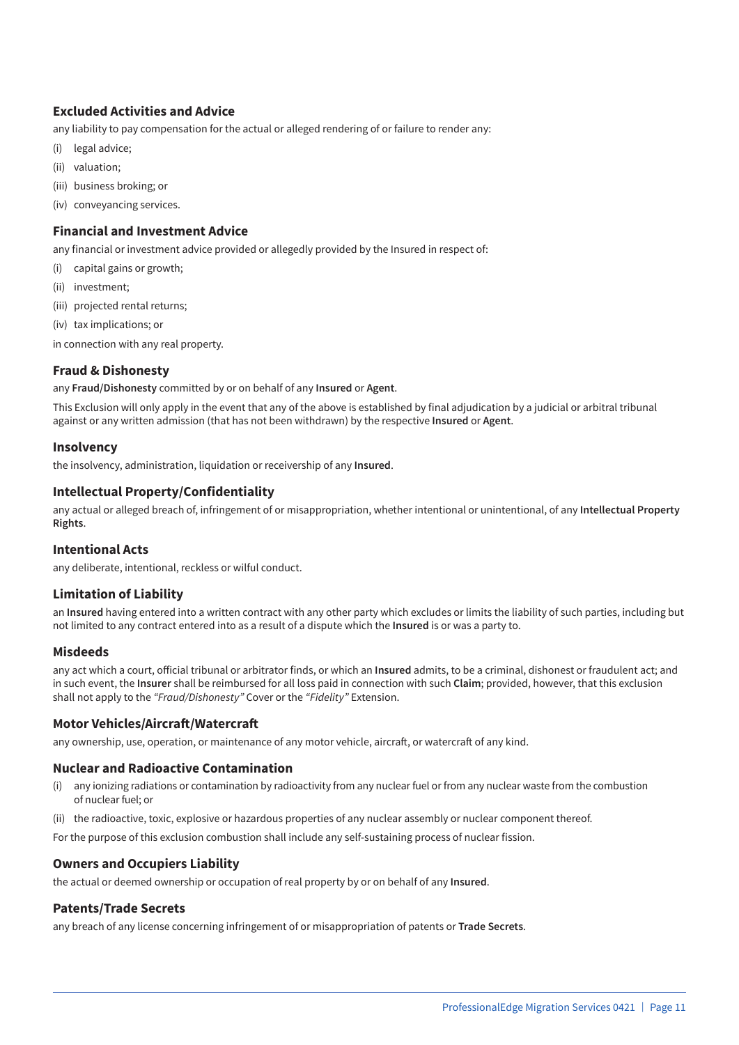### Excluded Activities and Advice

any liability to pay compensation for the actual or alleged rendering of or failure to render any:

(i) legal advice;

(ii) valuation;

(iii) business broking; or

(iv) conveyancing services.

### Financial and Investment Advice

any financial or investment advice provided or allegedly provided by the Insured in respect of:

(i) capital gains or growth;

(ii) investment;

(iii) projected rental returns;

(iv) tax implications; or

in connection with any real property.

### Fraud & Dishonesty

any **Fraud/Dishonesty** committed by or on behalf of any **Insured** or **Agent**.

This Exclusion will only apply in the event that any of the above is established by final adjudication by a judicial or arbitral tribunal against or any written admission (that has not been withdrawn) by the respective **Insured** or **Agent**.

### Insolvency

the insolvency, administration, liquidation or receivership of any **Insured**.

### Intellectual Property/Confidentiality

any actual or alleged breach of, infringement of or misappropriation, whether intentional or unintentional, of any **Intellectual Property Rights**.

### Intentional Acts

any deliberate, intentional, reckless or wilful conduct.

### Limitation of Liability

an **Insured** having entered into a written contract with any other party which excludes or limits the liability of such parties, including but not limited to any contract entered into as a result of a dispute which the **Insured** is or was a party to.

### Misdeeds

any act which a court, official tribunal or arbitrator finds, or which an **Insured** admits, to be a criminal, dishonest or fraudulent act; and in such event, the **Insurer** shall be reimbursed for all loss paid in connection with such **Claim**; provided, however, that this exclusion shall not apply to the *"Fraud/Dishonesty"* Cover or the *"Fidelity"* Extension.

### Motor Vehicles/Aircraft/Watercraft

any ownership, use, operation, or maintenance of any motor vehicle, aircraft, or watercraft of any kind.

### Nuclear and Radioactive Contamination

(i) any ionizing radiations or contamination by radioactivity from any nuclear fuel or from any nuclear waste from the combustion of nuclear fuel; or

(ii) the radioactive, toxic, explosive or hazardous properties of any nuclear assembly or nuclear component thereof.

For the purpose of this exclusion combustion shall include any self-sustaining process of nuclear fission.

### Owners and Occupiers Liability

the actual or deemed ownership or occupation of real property by or on behalf of any **Insured**.

### Patents/Trade Secrets

any breach of any license concerning infringement of or misappropriation of patents or **Trade Secrets**.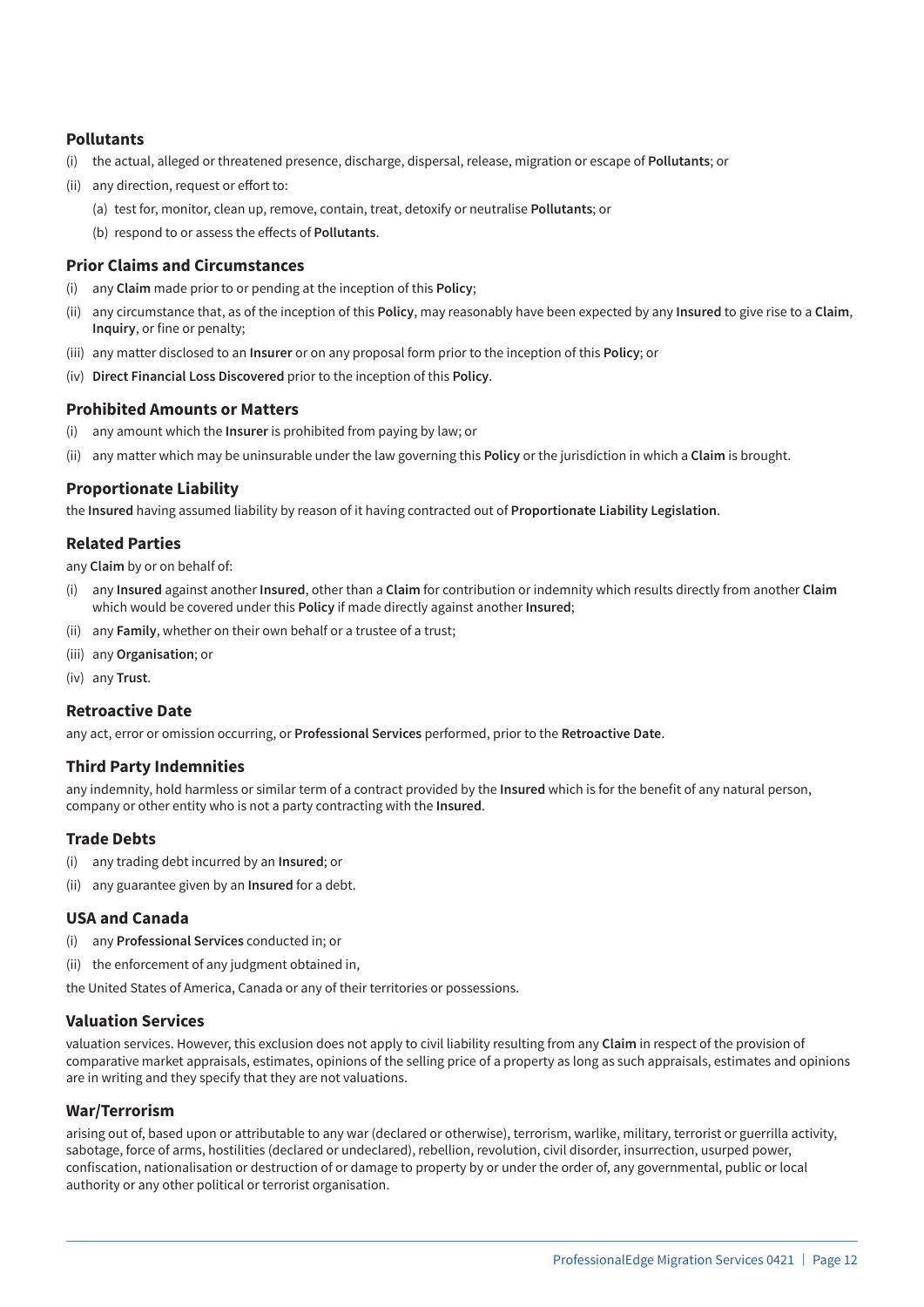### Pollutants

(i) the actual, alleged or threatened presence, discharge, dispersal, release, migration or escape of **Pollutants**; or

(ii) any direction, request or effort to:

   (a) test for, monitor, clean up, remove, contain, treat, detoxify or neutralise **Pollutants**; or

   (b) respond to or assess the effects of **Pollutants**.

### Prior Claims and Circumstances

(i) any **Claim** made prior to or pending at the inception of this **Policy**;

(ii) any circumstance that, as of the inception of this **Policy**, may reasonably have been expected by any **Insured** to give rise to a **Claim**, **Inquiry**, or fine or penalty;

(iii) any matter disclosed to an **Insurer** or on any proposal form prior to the inception of this **Policy**; or

(iv) **Direct Financial Loss Discovered** prior to the inception of this **Policy**.

### Prohibited Amounts or Matters

(i) any amount which the **Insurer** is prohibited from paying by law; or

(ii) any matter which may be uninsurable under the law governing this **Policy** or the jurisdiction in which a **Claim** is brought.

### Proportionate Liability

the **Insured** having assumed liability by reason of it having contracted out of **Proportionate Liability Legislation**.

### Related Parties

any **Claim** by or on behalf of:

(i) any **Insured** against another **Insured**, other than a **Claim** for contribution or indemnity which results directly from another **Claim** which would be covered under this **Policy** if made directly against another **Insured**;

(ii) any **Family**, whether on their own behalf or a trustee of a trust;

(iii) any **Organisation**; or

(iv) any **Trust**.

### Retroactive Date

any act, error or omission occurring, or **Professional Services** performed, prior to the **Retroactive Date**.

### Third Party Indemnities

any indemnity, hold harmless or similar term of a contract provided by the **Insured** which is for the benefit of any natural person, company or other entity who is not a party contracting with the **Insured**.

### Trade Debts

(i) any trading debt incurred by an **Insured**; or

(ii) any guarantee given by an **Insured** for a debt.

### USA and Canada

(i) any **Professional Services** conducted in; or

(ii) the enforcement of any judgment obtained in,

the United States of America, Canada or any of their territories or possessions.

### Valuation Services

valuation services. However, this exclusion does not apply to civil liability resulting from any **Claim** in respect of the provision of comparative market appraisals, estimates, opinions of the selling price of a property as long as such appraisals, estimates and opinions are in writing and they specify that they are not valuations.

### War/Terrorism

arising out of, based upon or attributable to any war (declared or otherwise), terrorism, warlike, military, terrorist or guerrilla activity, sabotage, force of arms, hostilities (declared or undeclared), rebellion, revolution, civil disorder, insurrection, usurped power, confiscation, nationalisation or destruction of or damage to property by or under the order of, any governmental, public or local authority or any other political or terrorist organisation.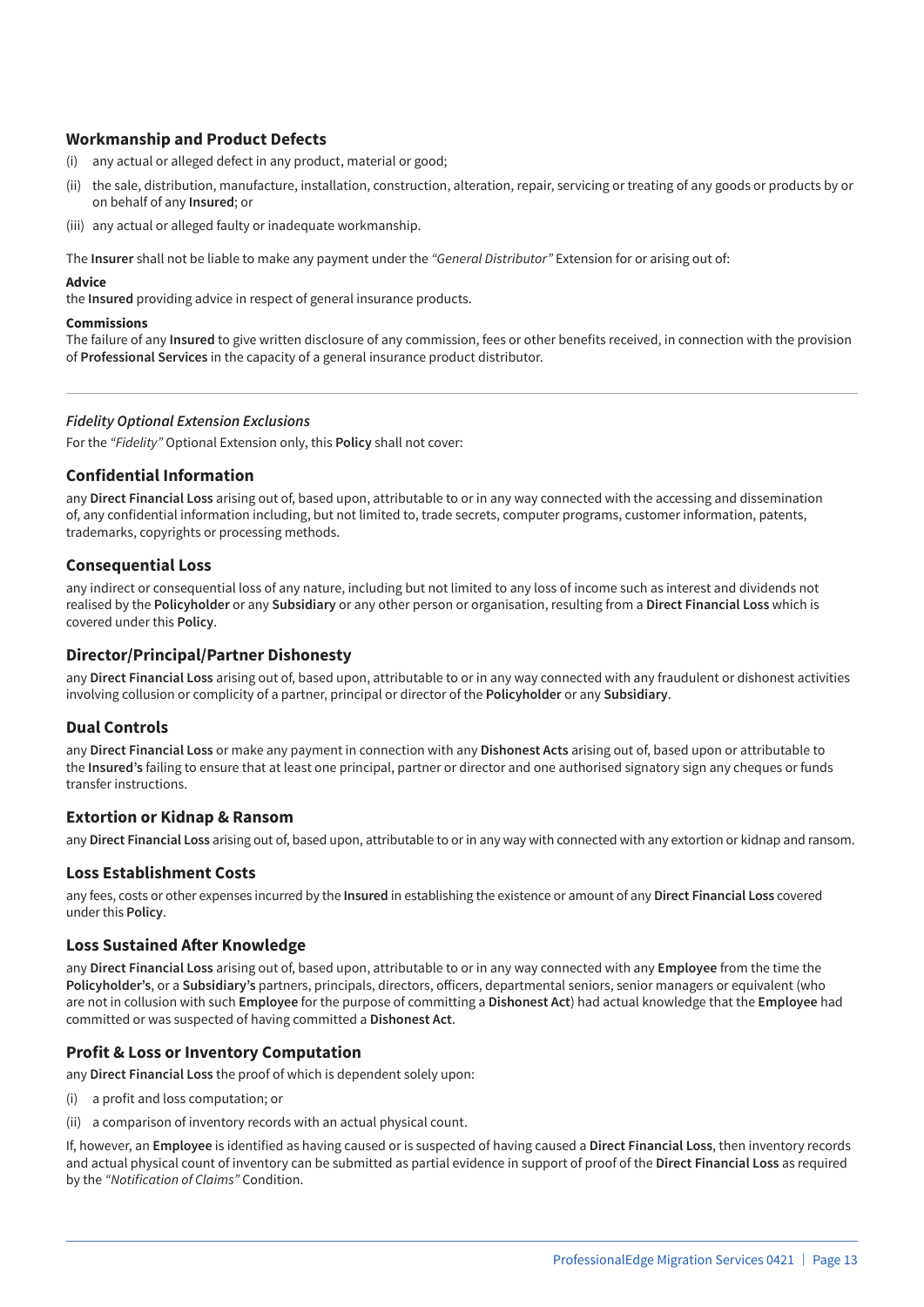### Workmanship and Product Defects

(i) any actual or alleged defect in any product, material or good;

(ii) the sale, distribution, manufacture, installation, construction, alteration, repair, servicing or treating of any goods or products by or on behalf of any **Insured**; or

(iii) any actual or alleged faulty or inadequate workmanship.

The **Insurer** shall not be liable to make any payment under the *"General Distributor"* Extension for or arising out of:

**Advice**
the **Insured** providing advice in respect of general insurance products.

**Commissions**
The failure of any **Insured** to give written disclosure of any commission, fees or other benefits received, in connection with the provision of **Professional Services** in the capacity of a general insurance product distributor.

---

#### *Fidelity Optional Extension Exclusions*

For the *"Fidelity"* Optional Extension only, this **Policy** shall not cover:

### Confidential Information

any **Direct Financial Loss** arising out of, based upon, attributable to or in any way connected with the accessing and dissemination of, any confidential information including, but not limited to, trade secrets, computer programs, customer information, patents, trademarks, copyrights or processing methods.

### Consequential Loss

any indirect or consequential loss of any nature, including but not limited to any loss of income such as interest and dividends not realised by the **Policyholder** or any **Subsidiary** or any other person or organisation, resulting from a **Direct Financial Loss** which is covered under this **Policy**.

### Director/Principal/Partner Dishonesty

any **Direct Financial Loss** arising out of, based upon, attributable to or in any way connected with any fraudulent or dishonest activities involving collusion or complicity of a partner, principal or director of the **Policyholder** or any **Subsidiary**.

### Dual Controls

any **Direct Financial Loss** or make any payment in connection with any **Dishonest Acts** arising out of, based upon or attributable to the **Insured's** failing to ensure that at least one principal, partner or director and one authorised signatory sign any cheques or funds transfer instructions.

### Extortion or Kidnap & Ransom

any **Direct Financial Loss** arising out of, based upon, attributable to or in any way with connected with any extortion or kidnap and ransom.

### Loss Establishment Costs

any fees, costs or other expenses incurred by the **Insured** in establishing the existence or amount of any **Direct Financial Loss** covered under this **Policy**.

### Loss Sustained After Knowledge

any **Direct Financial Loss** arising out of, based upon, attributable to or in any way connected with any **Employee** from the time the **Policyholder's**, or a **Subsidiary's** partners, principals, directors, officers, departmental seniors, senior managers or equivalent (who are not in collusion with such **Employee** for the purpose of committing a **Dishonest Act**) had actual knowledge that the **Employee** had committed or was suspected of having committed a **Dishonest Act**.

### Profit & Loss or Inventory Computation

any **Direct Financial Loss** the proof of which is dependent solely upon:

(i) a profit and loss computation; or

(ii) a comparison of inventory records with an actual physical count.

If, however, an **Employee** is identified as having caused or is suspected of having caused a **Direct Financial Loss**, then inventory records and actual physical count of inventory can be submitted as partial evidence in support of proof of the **Direct Financial Loss** as required by the *"Notification of Claims"* Condition.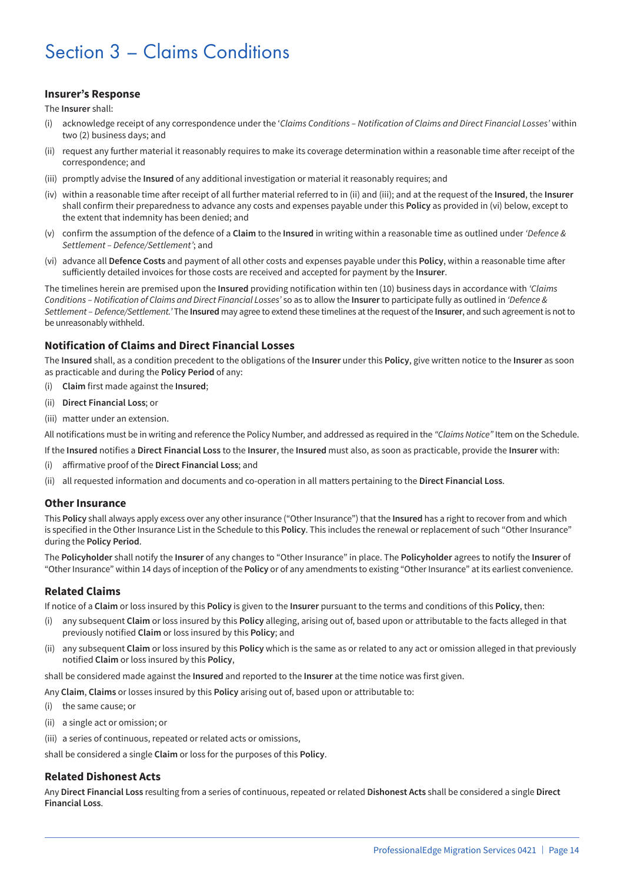# Section 3 – Claims Conditions

### Insurer's Response

The **Insurer** shall:

(i) acknowledge receipt of any correspondence under the '*Claims Conditions – Notification of Claims and Direct Financial Losses*' within two (2) business days; and

(ii) request any further material it reasonably requires to make its coverage determination within a reasonable time after receipt of the correspondence; and

(iii) promptly advise the **Insured** of any additional investigation or material it reasonably requires; and

(iv) within a reasonable time after receipt of all further material referred to in (ii) and (iii); and at the request of the **Insured**, the **Insurer** shall confirm their preparedness to advance any costs and expenses payable under this **Policy** as provided in (vi) below, except to the extent that indemnity has been denied; and

(v) confirm the assumption of the defence of a **Claim** to the **Insured** in writing within a reasonable time as outlined under *'Defence & Settlement – Defence/Settlement'*; and

(vi) advance all **Defence Costs** and payment of all other costs and expenses payable under this **Policy**, within a reasonable time after sufficiently detailed invoices for those costs are received and accepted for payment by the **Insurer**.

The timelines herein are premised upon the **Insured** providing notification within ten (10) business days in accordance with *'Claims Conditions – Notification of Claims and Direct Financial Losses'* so as to allow the **Insurer** to participate fully as outlined in *'Defence & Settlement – Defence/Settlement.'* The **Insured** may agree to extend these timelines at the request of the **Insurer**, and such agreement is not to be unreasonably withheld.

### Notification of Claims and Direct Financial Losses

The **Insured** shall, as a condition precedent to the obligations of the **Insurer** under this **Policy**, give written notice to the **Insurer** as soon as practicable and during the **Policy Period** of any:

(i) **Claim** first made against the **Insured**;

(ii) **Direct Financial Loss**; or

(iii) matter under an extension.

All notifications must be in writing and reference the Policy Number, and addressed as required in the *"Claims Notice"* Item on the Schedule.

If the **Insured** notifies a **Direct Financial Loss** to the **Insurer**, the **Insured** must also, as soon as practicable, provide the **Insurer** with:

(i) affirmative proof of the **Direct Financial Loss**; and

(ii) all requested information and documents and co-operation in all matters pertaining to the **Direct Financial Loss**.

### Other Insurance

This **Policy** shall always apply excess over any other insurance ("Other Insurance") that the **Insured** has a right to recover from and which is specified in the Other Insurance List in the Schedule to this **Policy**. This includes the renewal or replacement of such "Other Insurance" during the **Policy Period**.

The **Policyholder** shall notify the **Insurer** of any changes to "Other Insurance" in place. The **Policyholder** agrees to notify the **Insurer** of "Other Insurance" within 14 days of inception of the **Policy** or of any amendments to existing "Other Insurance" at its earliest convenience.

### Related Claims

If notice of a **Claim** or loss insured by this **Policy** is given to the **Insurer** pursuant to the terms and conditions of this **Policy**, then:

(i) any subsequent **Claim** or loss insured by this **Policy** alleging, arising out of, based upon or attributable to the facts alleged in that previously notified **Claim** or loss insured by this **Policy**; and

(ii) any subsequent **Claim** or loss insured by this **Policy** which is the same as or related to any act or omission alleged in that previously notified **Claim** or loss insured by this **Policy**,

shall be considered made against the **Insured** and reported to the **Insurer** at the time notice was first given.

Any **Claim**, **Claims** or losses insured by this **Policy** arising out of, based upon or attributable to:

(i) the same cause; or

(ii) a single act or omission; or

(iii) a series of continuous, repeated or related acts or omissions,

shall be considered a single **Claim** or loss for the purposes of this **Policy**.

### Related Dishonest Acts

Any **Direct Financial Loss** resulting from a series of continuous, repeated or related **Dishonest Acts** shall be considered a single **Direct Financial Loss**.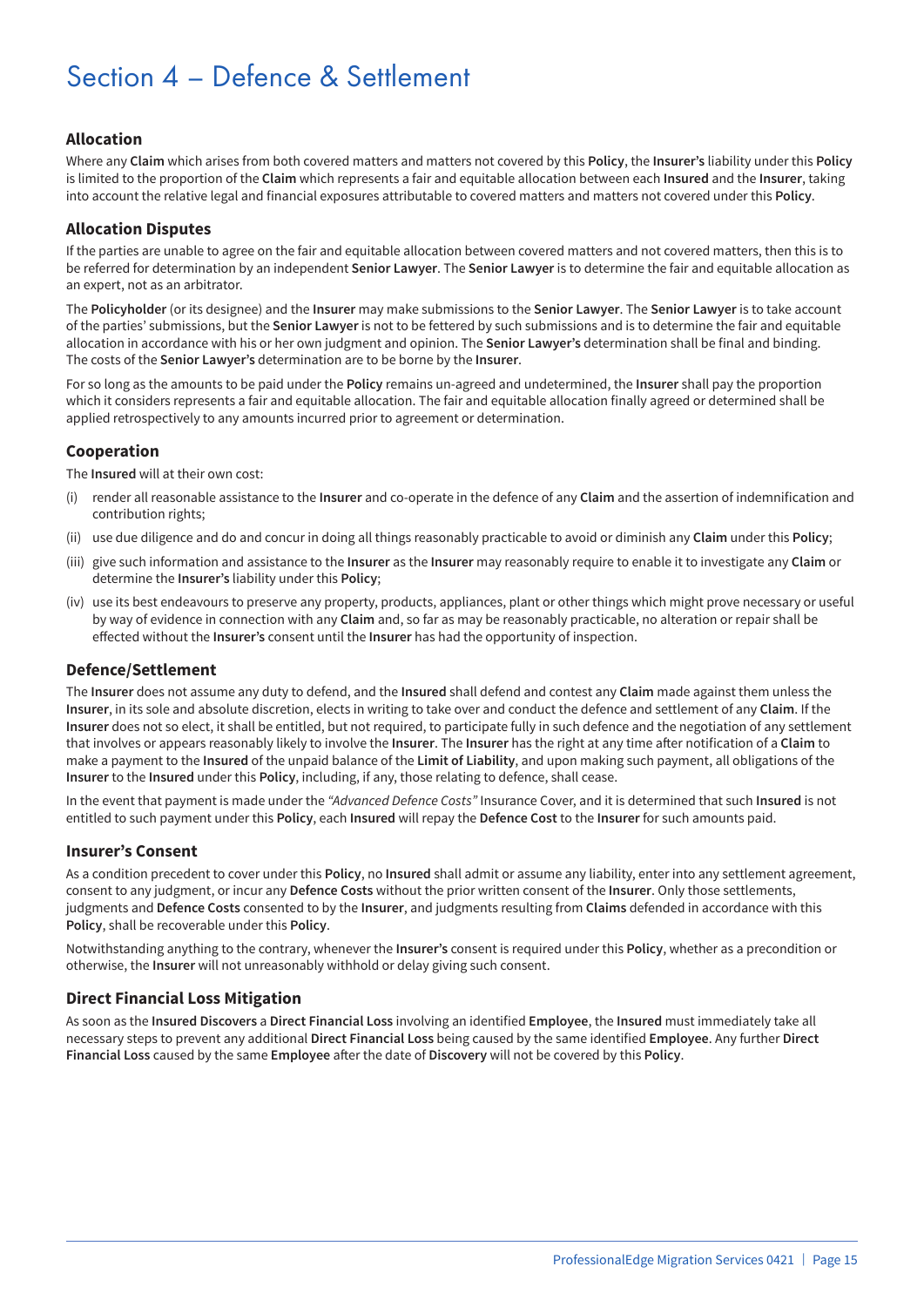# Section 4 – Defence & Settlement

### Allocation

Where any **Claim** which arises from both covered matters and matters not covered by this **Policy**, the **Insurer's** liability under this **Policy** is limited to the proportion of the **Claim** which represents a fair and equitable allocation between each **Insured** and the **Insurer**, taking into account the relative legal and financial exposures attributable to covered matters and matters not covered under this **Policy**.

### Allocation Disputes

If the parties are unable to agree on the fair and equitable allocation between covered matters and not covered matters, then this is to be referred for determination by an independent **Senior Lawyer**. The **Senior Lawyer** is to determine the fair and equitable allocation as an expert, not as an arbitrator.

The **Policyholder** (or its designee) and the **Insurer** may make submissions to the **Senior Lawyer**. The **Senior Lawyer** is to take account of the parties' submissions, but the **Senior Lawyer** is not to be fettered by such submissions and is to determine the fair and equitable allocation in accordance with his or her own judgment and opinion. The **Senior Lawyer's** determination shall be final and binding. The costs of the **Senior Lawyer's** determination are to be borne by the **Insurer**.

For so long as the amounts to be paid under the **Policy** remains un-agreed and undetermined, the **Insurer** shall pay the proportion which it considers represents a fair and equitable allocation. The fair and equitable allocation finally agreed or determined shall be applied retrospectively to any amounts incurred prior to agreement or determination.

### Cooperation

The **Insured** will at their own cost:

(i) render all reasonable assistance to the **Insurer** and co-operate in the defence of any **Claim** and the assertion of indemnification and contribution rights;

(ii) use due diligence and do and concur in doing all things reasonably practicable to avoid or diminish any **Claim** under this **Policy**;

(iii) give such information and assistance to the **Insurer** as the **Insurer** may reasonably require to enable it to investigate any **Claim** or determine the **Insurer's** liability under this **Policy**;

(iv) use its best endeavours to preserve any property, products, appliances, plant or other things which might prove necessary or useful by way of evidence in connection with any **Claim** and, so far as may be reasonably practicable, no alteration or repair shall be effected without the **Insurer's** consent until the **Insurer** has had the opportunity of inspection.

### Defence/Settlement

The **Insurer** does not assume any duty to defend, and the **Insured** shall defend and contest any **Claim** made against them unless the **Insurer**, in its sole and absolute discretion, elects in writing to take over and conduct the defence and settlement of any **Claim**. If the **Insurer** does not so elect, it shall be entitled, but not required, to participate fully in such defence and the negotiation of any settlement that involves or appears reasonably likely to involve the **Insurer**. The **Insurer** has the right at any time after notification of a **Claim** to make a payment to the **Insured** of the unpaid balance of the **Limit of Liability**, and upon making such payment, all obligations of the **Insurer** to the **Insured** under this **Policy**, including, if any, those relating to defence, shall cease.

In the event that payment is made under the *"Advanced Defence Costs"* Insurance Cover, and it is determined that such **Insured** is not entitled to such payment under this **Policy**, each **Insured** will repay the **Defence Cost** to the **Insurer** for such amounts paid.

### Insurer's Consent

As a condition precedent to cover under this **Policy**, no **Insured** shall admit or assume any liability, enter into any settlement agreement, consent to any judgment, or incur any **Defence Costs** without the prior written consent of the **Insurer**. Only those settlements, judgments and **Defence Costs** consented to by the **Insurer**, and judgments resulting from **Claims** defended in accordance with this **Policy**, shall be recoverable under this **Policy**.

Notwithstanding anything to the contrary, whenever the **Insurer's** consent is required under this **Policy**, whether as a precondition or otherwise, the **Insurer** will not unreasonably withhold or delay giving such consent.

### Direct Financial Loss Mitigation

As soon as the **Insured Discovers** a **Direct Financial Loss** involving an identified **Employee**, the **Insured** must immediately take all necessary steps to prevent any additional **Direct Financial Loss** being caused by the same identified **Employee**. Any further **Direct Financial Loss** caused by the same **Employee** after the date of **Discovery** will not be covered by this **Policy**.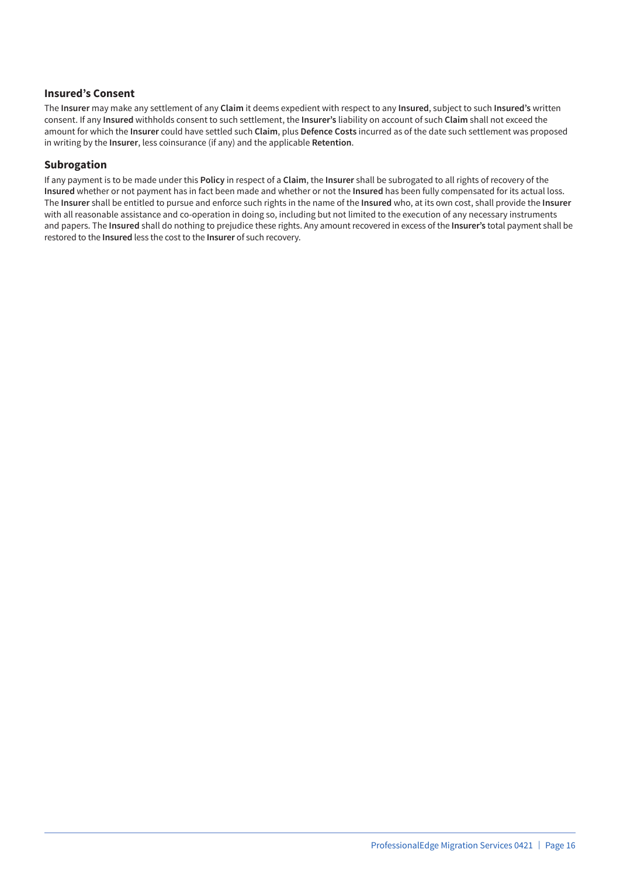## Insured's Consent

The **Insurer** may make any settlement of any **Claim** it deems expedient with respect to any **Insured**, subject to such **Insured's** written consent. If any **Insured** withholds consent to such settlement, the **Insurer's** liability on account of such **Claim** shall not exceed the amount for which the **Insurer** could have settled such **Claim**, plus **Defence Costs** incurred as of the date such settlement was proposed in writing by the **Insurer**, less coinsurance (if any) and the applicable **Retention**.

## Subrogation

If any payment is to be made under this **Policy** in respect of a **Claim**, the **Insurer** shall be subrogated to all rights of recovery of the **Insured** whether or not payment has in fact been made and whether or not the **Insured** has been fully compensated for its actual loss. The **Insurer** shall be entitled to pursue and enforce such rights in the name of the **Insured** who, at its own cost, shall provide the **Insurer** with all reasonable assistance and co-operation in doing so, including but not limited to the execution of any necessary instruments and papers. The **Insured** shall do nothing to prejudice these rights. Any amount recovered in excess of the **Insurer's** total payment shall be restored to the **Insured** less the cost to the **Insurer** of such recovery.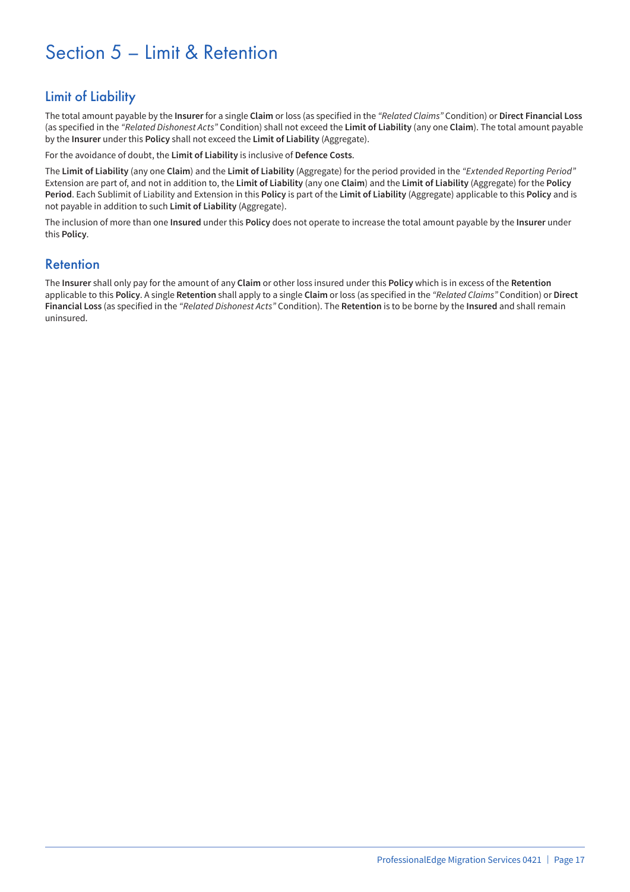# Section 5 – Limit & Retention

## Limit of Liability

The total amount payable by the **Insurer** for a single **Claim** or loss (as specified in the *"Related Claims"* Condition) or **Direct Financial Loss** (as specified in the *"Related Dishonest Acts"* Condition) shall not exceed the **Limit of Liability** (any one **Claim**). The total amount payable by the **Insurer** under this **Policy** shall not exceed the **Limit of Liability** (Aggregate).

For the avoidance of doubt, the **Limit of Liability** is inclusive of **Defence Costs**.

The **Limit of Liability** (any one **Claim**) and the **Limit of Liability** (Aggregate) for the period provided in the *"Extended Reporting Period"* Extension are part of, and not in addition to, the **Limit of Liability** (any one **Claim**) and the **Limit of Liability** (Aggregate) for the **Policy Period**. Each Sublimit of Liability and Extension in this **Policy** is part of the **Limit of Liability** (Aggregate) applicable to this **Policy** and is not payable in addition to such **Limit of Liability** (Aggregate).

The inclusion of more than one **Insured** under this **Policy** does not operate to increase the total amount payable by the **Insurer** under this **Policy**.

## Retention

The **Insurer** shall only pay for the amount of any **Claim** or other loss insured under this **Policy** which is in excess of the **Retention** applicable to this **Policy**. A single **Retention** shall apply to a single **Claim** or loss (as specified in the *"Related Claims"* Condition) or **Direct Financial Loss** (as specified in the *"Related Dishonest Acts"* Condition). The **Retention** is to be borne by the **Insured** and shall remain uninsured.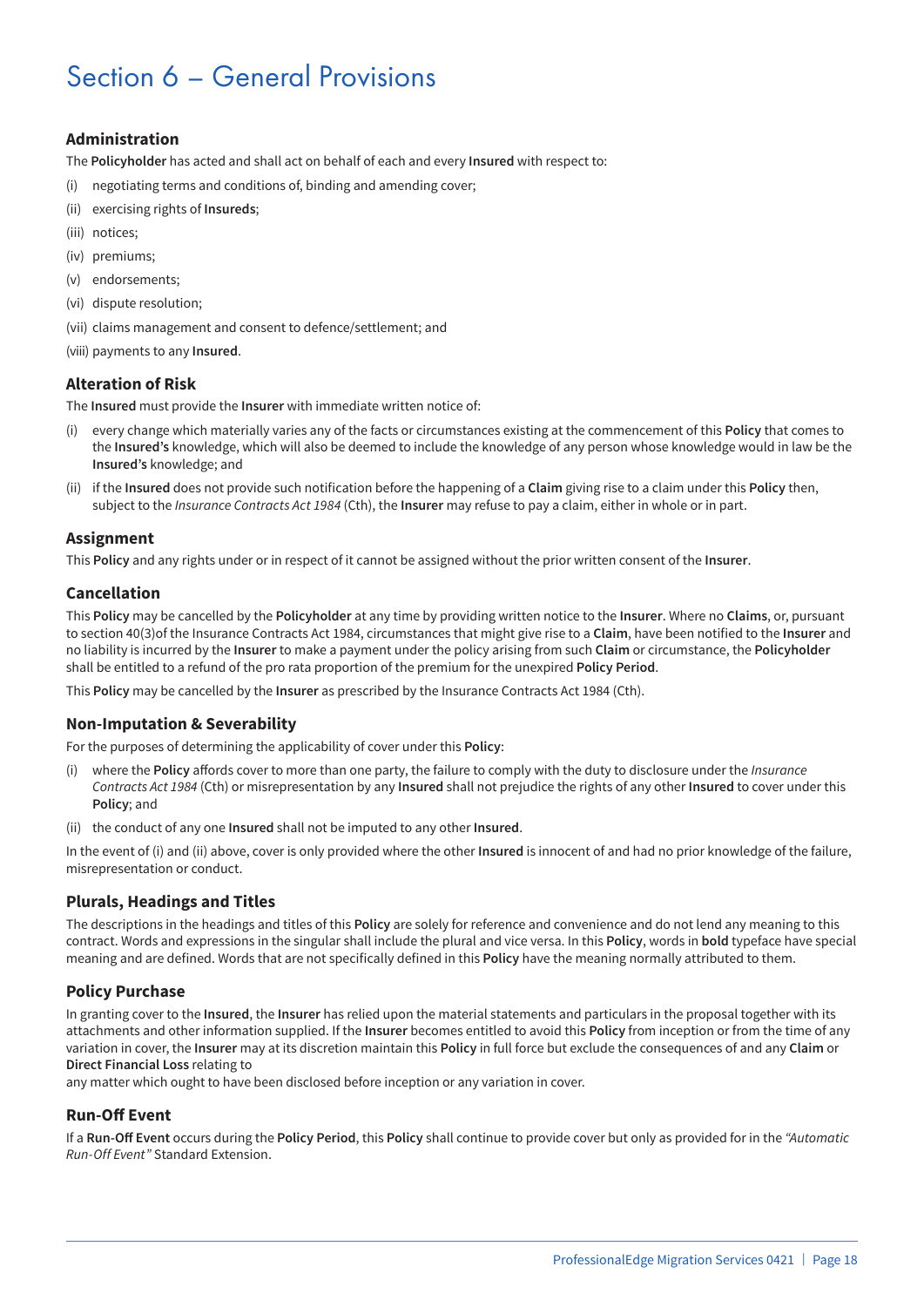# Section 6 – General Provisions

### Administration

The **Policyholder** has acted and shall act on behalf of each and every **Insured** with respect to:

(i) negotiating terms and conditions of, binding and amending cover;

(ii) exercising rights of **Insureds**;

(iii) notices;

(iv) premiums;

(v) endorsements;

(vi) dispute resolution;

(vii) claims management and consent to defence/settlement; and

(viii) payments to any **Insured**.

### Alteration of Risk

The **Insured** must provide the **Insurer** with immediate written notice of:

(i) every change which materially varies any of the facts or circumstances existing at the commencement of this **Policy** that comes to the **Insured's** knowledge, which will also be deemed to include the knowledge of any person whose knowledge would in law be the **Insured's** knowledge; and

(ii) if the **Insured** does not provide such notification before the happening of a **Claim** giving rise to a claim under this **Policy** then, subject to the *Insurance Contracts Act 1984* (Cth), the **Insurer** may refuse to pay a claim, either in whole or in part.

### Assignment

This **Policy** and any rights under or in respect of it cannot be assigned without the prior written consent of the **Insurer**.

### Cancellation

This **Policy** may be cancelled by the **Policyholder** at any time by providing written notice to the **Insurer**. Where no **Claims**, or, pursuant to section 40(3)of the Insurance Contracts Act 1984, circumstances that might give rise to a **Claim**, have been notified to the **Insurer** and no liability is incurred by the **Insurer** to make a payment under the policy arising from such **Claim** or circumstance, the **Policyholder** shall be entitled to a refund of the pro rata proportion of the premium for the unexpired **Policy Period**.

This **Policy** may be cancelled by the **Insurer** as prescribed by the Insurance Contracts Act 1984 (Cth).

### Non-Imputation & Severability

For the purposes of determining the applicability of cover under this **Policy**:

(i) where the **Policy** affords cover to more than one party, the failure to comply with the duty to disclosure under the *Insurance Contracts Act 1984* (Cth) or misrepresentation by any **Insured** shall not prejudice the rights of any other **Insured** to cover under this **Policy**; and

(ii) the conduct of any one **Insured** shall not be imputed to any other **Insured**.

In the event of (i) and (ii) above, cover is only provided where the other **Insured** is innocent of and had no prior knowledge of the failure, misrepresentation or conduct.

### Plurals, Headings and Titles

The descriptions in the headings and titles of this **Policy** are solely for reference and convenience and do not lend any meaning to this contract. Words and expressions in the singular shall include the plural and vice versa. In this **Policy**, words in **bold** typeface have special meaning and are defined. Words that are not specifically defined in this **Policy** have the meaning normally attributed to them.

### Policy Purchase

In granting cover to the **Insured**, the **Insurer** has relied upon the material statements and particulars in the proposal together with its attachments and other information supplied. If the **Insurer** becomes entitled to avoid this **Policy** from inception or from the time of any variation in cover, the **Insurer** may at its discretion maintain this **Policy** in full force but exclude the consequences of and any **Claim** or **Direct Financial Loss** relating to any matter which ought to have been disclosed before inception or any variation in cover.

### Run-Off Event

If a **Run-Off Event** occurs during the **Policy Period**, this **Policy** shall continue to provide cover but only as provided for in the *"Automatic Run-Off Event"* Standard Extension.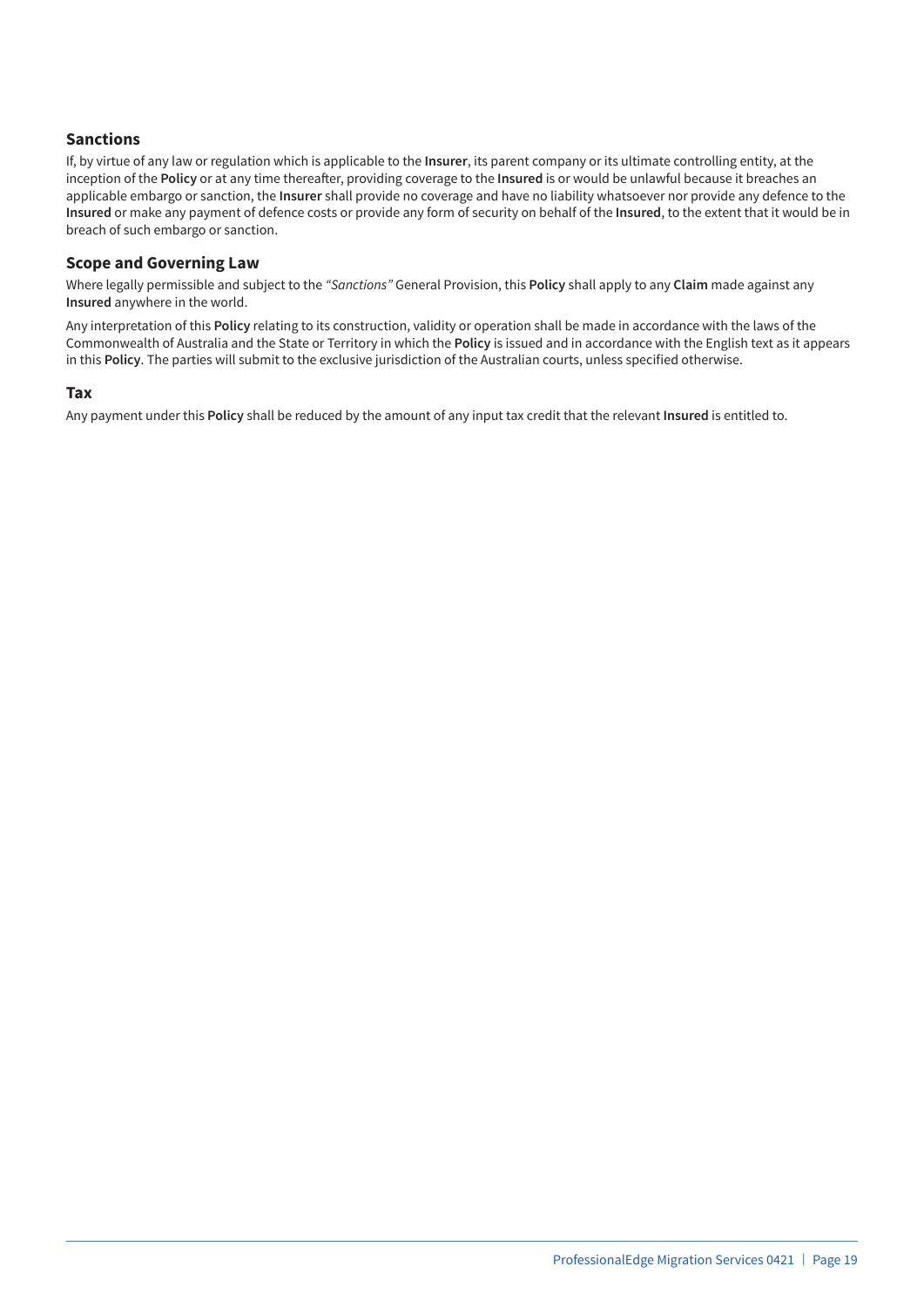## Sanctions

If, by virtue of any law or regulation which is applicable to the **Insurer**, its parent company or its ultimate controlling entity, at the inception of the **Policy** or at any time thereafter, providing coverage to the **Insured** is or would be unlawful because it breaches an applicable embargo or sanction, the **Insurer** shall provide no coverage and have no liability whatsoever nor provide any defence to the **Insured** or make any payment of defence costs or provide any form of security on behalf of the **Insured**, to the extent that it would be in breach of such embargo or sanction.

## Scope and Governing Law

Where legally permissible and subject to the *"Sanctions"* General Provision, this **Policy** shall apply to any **Claim** made against any **Insured** anywhere in the world.

Any interpretation of this **Policy** relating to its construction, validity or operation shall be made in accordance with the laws of the Commonwealth of Australia and the State or Territory in which the **Policy** is issued and in accordance with the English text as it appears in this **Policy**. The parties will submit to the exclusive jurisdiction of the Australian courts, unless specified otherwise.

## Tax

Any payment under this **Policy** shall be reduced by the amount of any input tax credit that the relevant **Insured** is entitled to.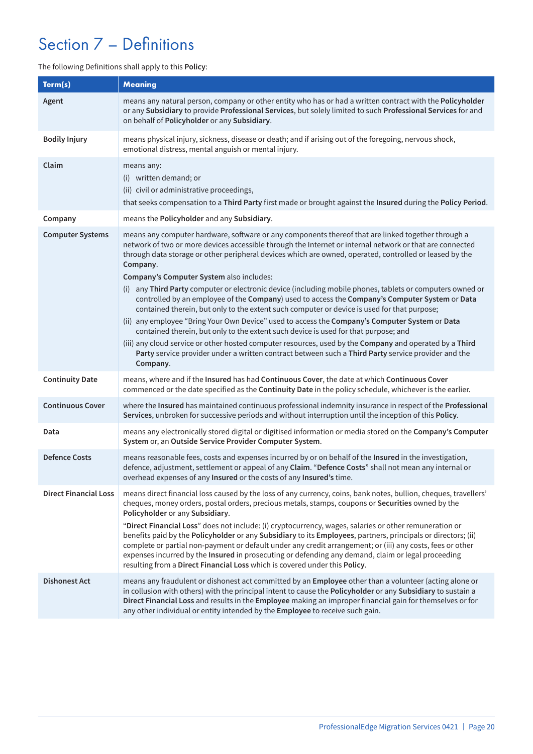# Section 7 – Definitions

The following Definitions shall apply to this **Policy**:

| Term(s) | Meaning |
|---|---|
| **Agent** | means any natural person, company or other entity who has or had a written contract with the **Policyholder** or any **Subsidiary** to provide **Professional Services**, but solely limited to such **Professional Services** for and on behalf of **Policyholder** or any **Subsidiary**. |
| **Bodily Injury** | means physical injury, sickness, disease or death; and if arising out of the foregoing, nervous shock, emotional distress, mental anguish or mental injury. |
| **Claim** | means any:<br>(i) written demand; or<br>(ii) civil or administrative proceedings,<br>that seeks compensation to a **Third Party** first made or brought against the **Insured** during the **Policy Period**. |
| **Company** | means the **Policyholder** and any **Subsidiary**. |
| **Computer Systems** | means any computer hardware, software or any components thereof that are linked together through a network of two or more devices accessible through the Internet or internal network or that are connected through data storage or other peripheral devices which are owned, operated, controlled or leased by the **Company**.<br>**Company's Computer System** also includes:<br>(i) any **Third Party** computer or electronic device (including mobile phones, tablets or computers owned or controlled by an employee of the **Company**) used to access the **Company's Computer System** or **Data** contained therein, but only to the extent such computer or device is used for that purpose;<br>(ii) any employee "Bring Your Own Device" used to access the **Company's Computer System** or **Data** contained therein, but only to the extent such device is used for that purpose; and<br>(iii) any cloud service or other hosted computer resources, used by the **Company** and operated by a **Third Party** service provider under a written contract between such a **Third Party** service provider and the **Company**. |
| **Continuity Date** | means, where and if the **Insured** has had **Continuous Cover**, the date at which **Continuous Cover** commenced or the date specified as the **Continuity Date** in the policy schedule, whichever is the earlier. |
| **Continuous Cover** | where the **Insured** has maintained continuous professional indemnity insurance in respect of the **Professional Services**, unbroken for successive periods and without interruption until the inception of this **Policy**. |
| **Data** | means any electronically stored digital or digitised information or media stored on the **Company's Computer System** or, an **Outside Service Provider Computer System**. |
| **Defence Costs** | means reasonable fees, costs and expenses incurred by or on behalf of the **Insured** in the investigation, defence, adjustment, settlement or appeal of any **Claim**. "**Defence Costs**" shall not mean any internal or overhead expenses of any **Insured** or the costs of any **Insured's** time. |
| **Direct Financial Loss** | means direct financial loss caused by the loss of any currency, coins, bank notes, bullion, cheques, travellers' cheques, money orders, postal orders, precious metals, stamps, coupons or **Securities** owned by the **Policyholder** or any **Subsidiary**.<br>"**Direct Financial Loss**" does not include: (i) cryptocurrency, wages, salaries or other remuneration or benefits paid by the **Policyholder** or any **Subsidiary** to its **Employees**, partners, principals or directors; (ii) complete or partial non-payment or default under any credit arrangement; or (iii) any costs, fees or other expenses incurred by the **Insured** in prosecuting or defending any demand, claim or legal proceeding resulting from a **Direct Financial Loss** which is covered under this **Policy**. |
| **Dishonest Act** | means any fraudulent or dishonest act committed by an **Employee** other than a volunteer (acting alone or in collusion with others) with the principal intent to cause the **Policyholder** or any **Subsidiary** to sustain a **Direct Financial Loss** and results in the **Employee** making an improper financial gain for themselves or for any other individual or entity intended by the **Employee** to receive such gain. |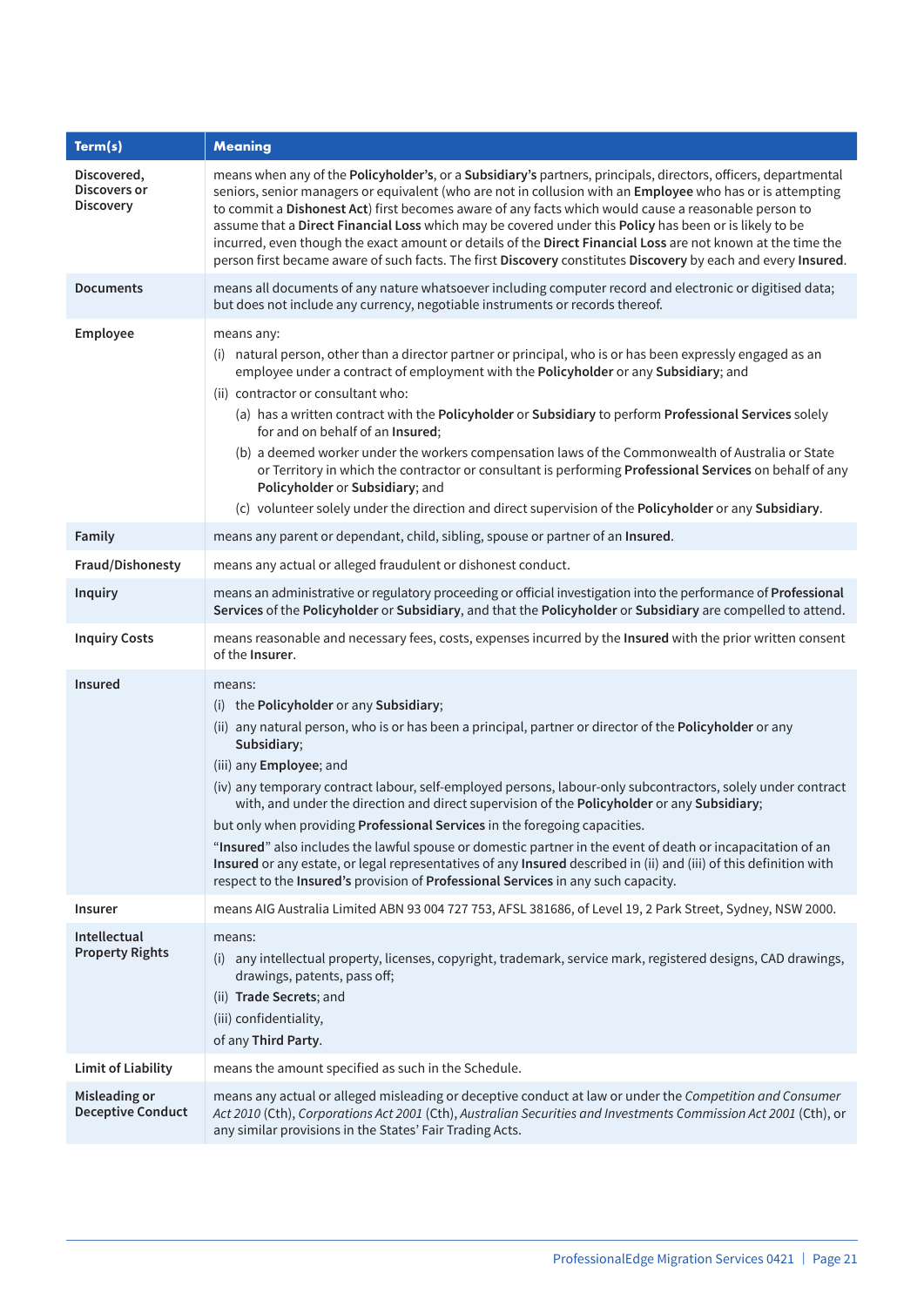| Term(s) | Meaning |
|---|---|
| **Discovered, Discovers or Discovery** | means when any of the **Policyholder's**, or a **Subsidiary's** partners, principals, directors, officers, departmental seniors, senior managers or equivalent (who are not in collusion with an **Employee** who has or is attempting to commit a **Dishonest Act**) first becomes aware of any facts which would cause a reasonable person to assume that a **Direct Financial Loss** which may be covered under this **Policy** has been or is likely to be incurred, even though the exact amount or details of the **Direct Financial Loss** are not known at the time the person first became aware of such facts. The first **Discovery** constitutes **Discovery** by each and every **Insured**. |
| **Documents** | means all documents of any nature whatsoever including computer record and electronic or digitised data; but does not include any currency, negotiable instruments or records thereof. |
| **Employee** | means any:<br>(i) natural person, other than a director partner or principal, who is or has been expressly engaged as an employee under a contract of employment with the **Policyholder** or any **Subsidiary**; and<br>(ii) contractor or consultant who:<br>(a) has a written contract with the **Policyholder** or **Subsidiary** to perform **Professional Services** solely for and on behalf of an **Insured**;<br>(b) a deemed worker under the workers compensation laws of the Commonwealth of Australia or State or Territory in which the contractor or consultant is performing **Professional Services** on behalf of any **Policyholder** or **Subsidiary**; and<br>(c) volunteer solely under the direction and direct supervision of the **Policyholder** or any **Subsidiary**. |
| **Family** | means any parent or dependant, child, sibling, spouse or partner of an **Insured**. |
| **Fraud/Dishonesty** | means any actual or alleged fraudulent or dishonest conduct. |
| **Inquiry** | means an administrative or regulatory proceeding or official investigation into the performance of **Professional Services** of the **Policyholder** or **Subsidiary**, and that the **Policyholder** or **Subsidiary** are compelled to attend. |
| **Inquiry Costs** | means reasonable and necessary fees, costs, expenses incurred by the **Insured** with the prior written consent of the **Insurer**. |
| **Insured** | means:<br>(i) the **Policyholder** or any **Subsidiary**;<br>(ii) any natural person, who is or has been a principal, partner or director of the **Policyholder** or any **Subsidiary**;<br>(iii) any **Employee**; and<br>(iv) any temporary contract labour, self-employed persons, labour-only subcontractors, solely under contract with, and under the direction and direct supervision of the **Policyholder** or any **Subsidiary**;<br>but only when providing **Professional Services** in the foregoing capacities.<br>"**Insured**" also includes the lawful spouse or domestic partner in the event of death or incapacitation of an **Insured** or any estate, or legal representatives of any **Insured** described in (ii) and (iii) of this definition with respect to the **Insured's** provision of **Professional Services** in any such capacity. |
| **Insurer** | means AIG Australia Limited ABN 93 004 727 753, AFSL 381686, of Level 19, 2 Park Street, Sydney, NSW 2000. |
| **Intellectual Property Rights** | means:<br>(i) any intellectual property, licenses, copyright, trademark, service mark, registered designs, CAD drawings, drawings, patents, pass off;<br>(ii) **Trade Secrets**; and<br>(iii) confidentiality,<br>of any **Third Party**. |
| **Limit of Liability** | means the amount specified as such in the Schedule. |
| **Misleading or Deceptive Conduct** | means any actual or alleged misleading or deceptive conduct at law or under the *Competition and Consumer Act 2010* (Cth), *Corporations Act 2001* (Cth), *Australian Securities and Investments Commission Act 2001* (Cth), or any similar provisions in the States' Fair Trading Acts. |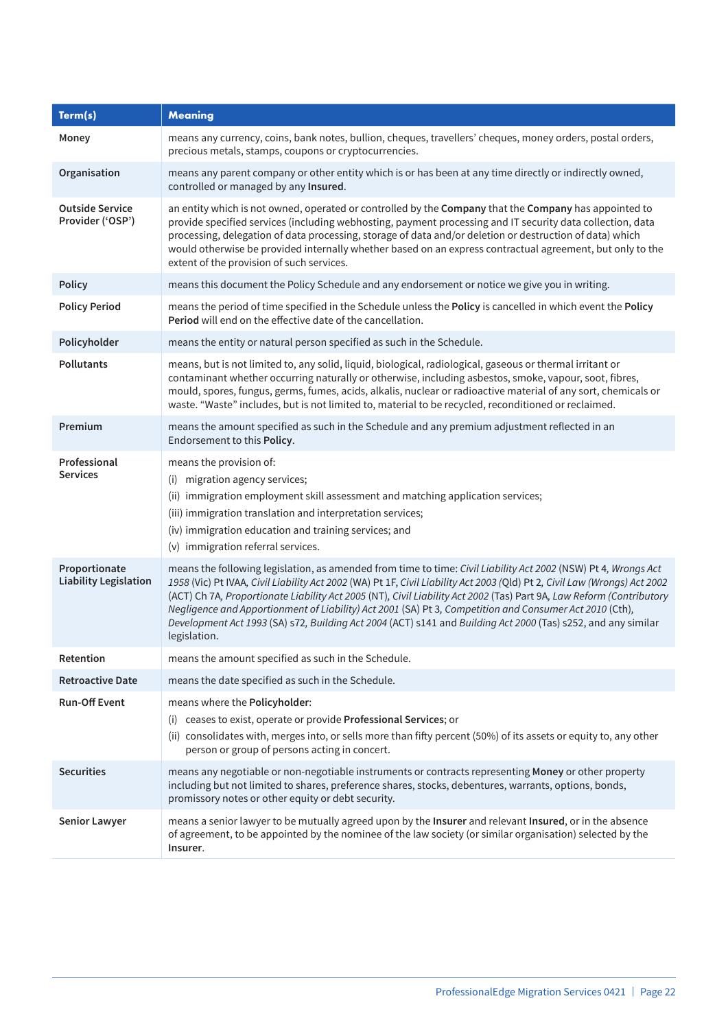| Term(s) | Meaning |
|---|---|
| Money | means any currency, coins, bank notes, bullion, cheques, travellers' cheques, money orders, postal orders, precious metals, stamps, coupons or cryptocurrencies. |
| Organisation | means any parent company or other entity which is or has been at any time directly or indirectly owned, controlled or managed by any **Insured**. |
| Outside Service Provider ('OSP') | an entity which is not owned, operated or controlled by the **Company** that the **Company** has appointed to provide specified services (including webhosting, payment processing and IT security data collection, data processing, delegation of data processing, storage of data and/or deletion or destruction of data) which would otherwise be provided internally whether based on an express contractual agreement, but only to the extent of the provision of such services. |
| Policy | means this document the Policy Schedule and any endorsement or notice we give you in writing. |
| Policy Period | means the period of time specified in the Schedule unless the **Policy** is cancelled in which event the **Policy Period** will end on the effective date of the cancellation. |
| Policyholder | means the entity or natural person specified as such in the Schedule. |
| Pollutants | means, but is not limited to, any solid, liquid, biological, radiological, gaseous or thermal irritant or contaminant whether occurring naturally or otherwise, including asbestos, smoke, vapour, soot, fibres, mould, spores, fungus, germs, fumes, acids, alkalis, nuclear or radioactive material of any sort, chemicals or waste. "Waste" includes, but is not limited to, material to be recycled, reconditioned or reclaimed. |
| Premium | means the amount specified as such in the Schedule and any premium adjustment reflected in an Endorsement to this **Policy**. |
| Professional Services | means the provision of:<br>(i) migration agency services;<br>(ii) immigration employment skill assessment and matching application services;<br>(iii) immigration translation and interpretation services;<br>(iv) immigration education and training services; and<br>(v) immigration referral services. |
| Proportionate Liability Legislation | means the following legislation, as amended from time to time: *Civil Liability Act 2002* (NSW) Pt 4, *Wrongs Act 1958* (Vic) Pt IVAA, *Civil Liability Act 2002* (WA) Pt 1F, *Civil Liability Act 2003* (Qld) Pt 2, *Civil Law (Wrongs) Act 2002* (ACT) Ch 7A, *Proportionate Liability Act 2005* (NT), *Civil Liability Act 2002* (Tas) Part 9A, *Law Reform (Contributory Negligence and Apportionment of Liability) Act 2001* (SA) Pt 3, *Competition and Consumer Act 2010* (Cth), *Development Act 1993* (SA) s72, *Building Act 2004* (ACT) s141 and *Building Act 2000* (Tas) s252, and any similar legislation. |
| Retention | means the amount specified as such in the Schedule. |
| Retroactive Date | means the date specified as such in the Schedule. |
| Run-Off Event | means where the **Policyholder**:<br>(i) ceases to exist, operate or provide **Professional Services**; or<br>(ii) consolidates with, merges into, or sells more than fifty percent (50%) of its assets or equity to, any other person or group of persons acting in concert. |
| Securities | means any negotiable or non-negotiable instruments or contracts representing **Money** or other property including but not limited to shares, preference shares, stocks, debentures, warrants, options, bonds, promissory notes or other equity or debt security. |
| Senior Lawyer | means a senior lawyer to be mutually agreed upon by the **Insurer** and relevant **Insured**, or in the absence of agreement, to be appointed by the nominee of the law society (or similar organisation) selected by the **Insurer**. |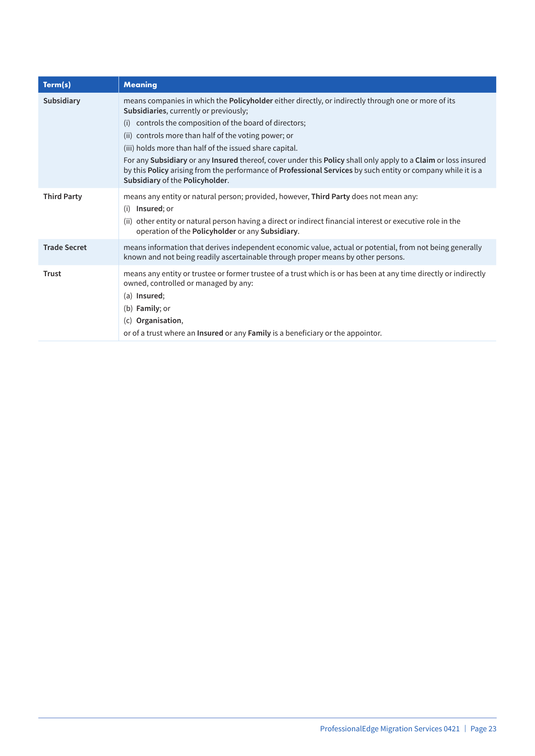| Term(s) | Meaning |
|---|---|
| **Subsidiary** | means companies in which the **Policyholder** either directly, or indirectly through one or more of its **Subsidiaries**, currently or previously;<br>(i) controls the composition of the board of directors;<br>(ii) controls more than half of the voting power; or<br>(iii) holds more than half of the issued share capital.<br>For any **Subsidiary** or any **Insured** thereof, cover under this **Policy** shall only apply to a **Claim** or loss insured by this **Policy** arising from the performance of **Professional Services** by such entity or company while it is a **Subsidiary** of the **Policyholder**. |
| **Third Party** | means any entity or natural person; provided, however, **Third Party** does not mean any:<br>(i) **Insured**; or<br>(ii) other entity or natural person having a direct or indirect financial interest or executive role in the operation of the **Policyholder** or any **Subsidiary**. |
| **Trade Secret** | means information that derives independent economic value, actual or potential, from not being generally known and not being readily ascertainable through proper means by other persons. |
| **Trust** | means any entity or trustee or former trustee of a trust which is or has been at any time directly or indirectly owned, controlled or managed by any:<br>(a) **Insured**;<br>(b) **Family**; or<br>(c) **Organisation**,<br>or of a trust where an **Insured** or any **Family** is a beneficiary or the appointor. |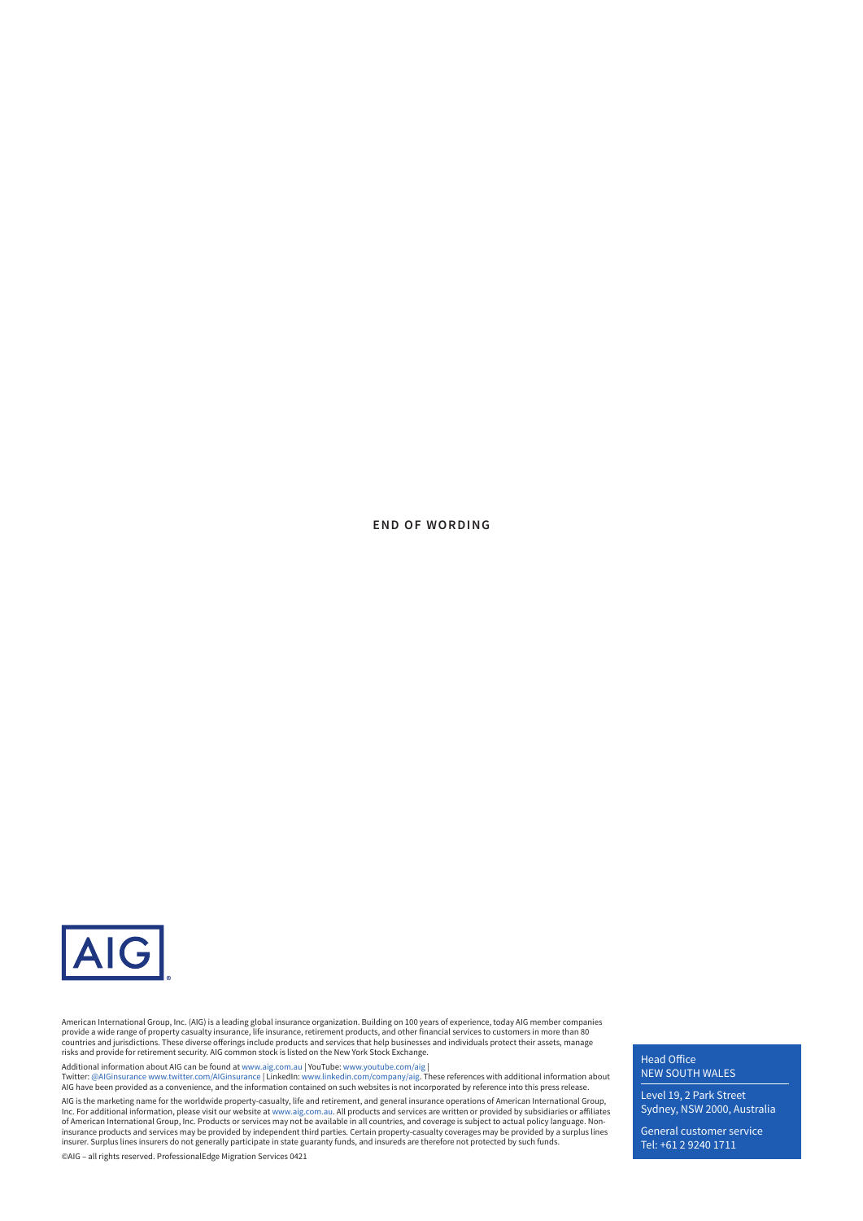**END OF WORDING**

AIG

American International Group, Inc. (AIG) is a leading global insurance organization. Building on 100 years of experience, today AIG member companies provide a wide range of property casualty insurance, life insurance, retirement products, and other financial services to customers in more than 80 countries and jurisdictions. These diverse offerings include products and services that help businesses and individuals protect their assets, manage risks and provide for retirement security. AIG common stock is listed on the New York Stock Exchange.

Additional information about AIG can be found at www.aig.com.au | YouTube: www.youtube.com/aig | Twitter: @AIGinsurance www.twitter.com/AIGinsurance | LinkedIn: www.linkedin.com/company/aig. These references with additional information about AIG have been provided as a convenience, and the information contained on such websites is not incorporated by reference into this press release.

AIG is the marketing name for the worldwide property-casualty, life and retirement, and general insurance operations of American International Group, Inc. For additional information, please visit our website at www.aig.com.au. All products and services are written or provided by subsidiaries or affiliates of American International Group, Inc. Products or services may not be available in all countries, and coverage is subject to actual policy language. Non-insurance products and services may be provided by independent third parties. Certain property-casualty coverages may be provided by a surplus lines insurer. Surplus lines insurers do not generally participate in state guaranty funds, and insureds are therefore not protected by such funds.

©AIG – all rights reserved. ProfessionalEdge Migration Services 0421

Head Office
NEW SOUTH WALES

Level 19, 2 Park Street
Sydney, NSW 2000, Australia

General customer service
Tel: +61 2 9240 1711